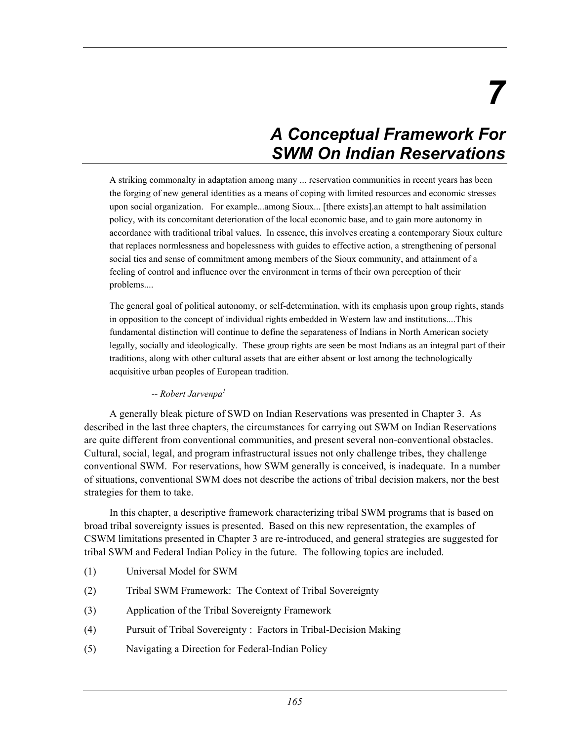# 7

# A Conceptual Framework For SWM On Indian Reservations

> A striking commonalty in adaptation among many ... reservation communities in recent years has been the forging of new general identities as a means of coping with limited resources and economic stresses upon social organization. For example...among Sioux... [there exists].an attempt to halt assimilation policy, with its concomitant deterioration of the local economic base, and to gain more autonomy in accordance with traditional tribal values. In essence, this involves creating a contemporary Sioux culture that replaces normlessness and hopelessness with guides to effective action, a strengthening of personal social ties and sense of commitment among members of the Sioux community, and attainment of a feeling of control and influence over the environment in terms of their own perception of their problems....
>
> The general goal of political autonomy, or self-determination, with its emphasis upon group rights, stands in opposition to the concept of individual rights embedded in Western law and institutions....This fundamental distinction will continue to define the separateness of Indians in North American society legally, socially and ideologically. These group rights are seen be most Indians as an integral part of their traditions, along with other cultural assets that are either absent or lost among the technologically acquisitive urban peoples of European tradition.
>
> *-- Robert Jarvenpa*[1]

A generally bleak picture of SWD on Indian Reservations was presented in Chapter 3. As described in the last three chapters, the circumstances for carrying out SWM on Indian Reservations are quite different from conventional communities, and present several non-conventional obstacles. Cultural, social, legal, and program infrastructural issues not only challenge tribes, they challenge conventional SWM. For reservations, how SWM generally is conceived, is inadequate. In a number of situations, conventional SWM does not describe the actions of tribal decision makers, nor the best strategies for them to take.

In this chapter, a descriptive framework characterizing tribal SWM programs that is based on broad tribal sovereignty issues is presented. Based on this new representation, the examples of CSWM limitations presented in Chapter 3 are re-introduced, and general strategies are suggested for tribal SWM and Federal Indian Policy in the future. The following topics are included.

(1) Universal Model for SWM

(2) Tribal SWM Framework: The Context of Tribal Sovereignty

(3) Application of the Tribal Sovereignty Framework

(4) Pursuit of Tribal Sovereignty : Factors in Tribal-Decision Making

(5) Navigating a Direction for Federal-Indian Policy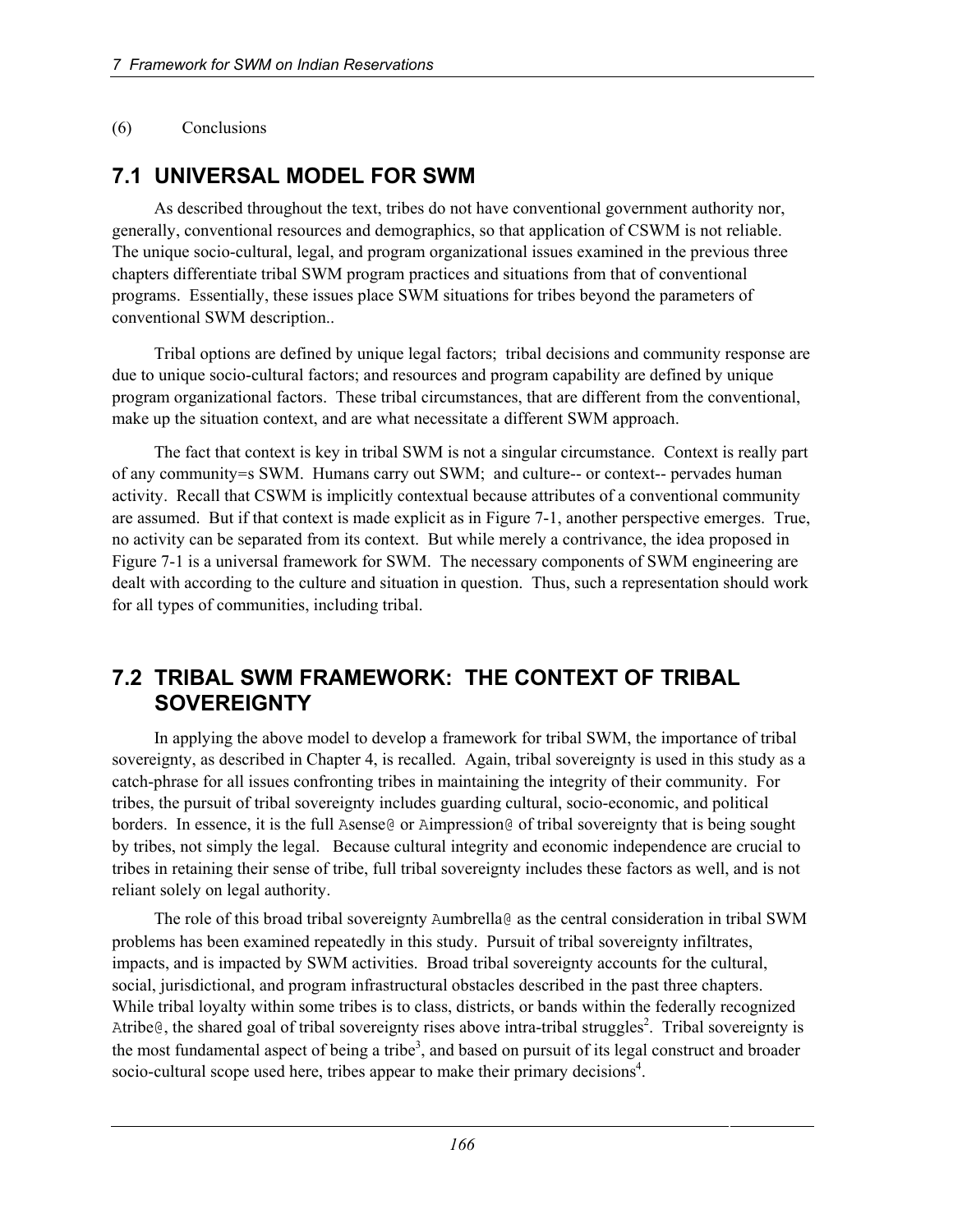(6) Conclusions

## 7.1 UNIVERSAL MODEL FOR SWM

As described throughout the text, tribes do not have conventional government authority nor, generally, conventional resources and demographics, so that application of CSWM is not reliable. The unique socio-cultural, legal, and program organizational issues examined in the previous three chapters differentiate tribal SWM program practices and situations from that of conventional programs. Essentially, these issues place SWM situations for tribes beyond the parameters of conventional SWM description..

Tribal options are defined by unique legal factors; tribal decisions and community response are due to unique socio-cultural factors; and resources and program capability are defined by unique program organizational factors. These tribal circumstances, that are different from the conventional, make up the situation context, and are what necessitate a different SWM approach.

The fact that context is key in tribal SWM is not a singular circumstance. Context is really part of any community=s SWM. Humans carry out SWM; and culture-- or context-- pervades human activity. Recall that CSWM is implicitly contextual because attributes of a conventional community are assumed. But if that context is made explicit as in Figure 7-1, another perspective emerges. True, no activity can be separated from its context. But while merely a contrivance, the idea proposed in Figure 7-1 is a universal framework for SWM. The necessary components of SWM engineering are dealt with according to the culture and situation in question. Thus, such a representation should work for all types of communities, including tribal.

## 7.2 TRIBAL SWM FRAMEWORK: THE CONTEXT OF TRIBAL SOVEREIGNTY

In applying the above model to develop a framework for tribal SWM, the importance of tribal sovereignty, as described in Chapter 4, is recalled. Again, tribal sovereignty is used in this study as a catch-phrase for all issues confronting tribes in maintaining the integrity of their community. For tribes, the pursuit of tribal sovereignty includes guarding cultural, socio-economic, and political borders. In essence, it is the full Asense@ or Aimpression@ of tribal sovereignty that is being sought by tribes, not simply the legal. Because cultural integrity and economic independence are crucial to tribes in retaining their sense of tribe, full tribal sovereignty includes these factors as well, and is not reliant solely on legal authority.

The role of this broad tribal sovereignty Aumbrella@ as the central consideration in tribal SWM problems has been examined repeatedly in this study. Pursuit of tribal sovereignty infiltrates, impacts, and is impacted by SWM activities. Broad tribal sovereignty accounts for the cultural, social, jurisdictional, and program infrastructural obstacles described in the past three chapters. While tribal loyalty within some tribes is to class, districts, or bands within the federally recognized Atribe@, the shared goal of tribal sovereignty rises above intra-tribal struggles[2]. Tribal sovereignty is the most fundamental aspect of being a tribe[3], and based on pursuit of its legal construct and broader socio-cultural scope used here, tribes appear to make their primary decisions[4].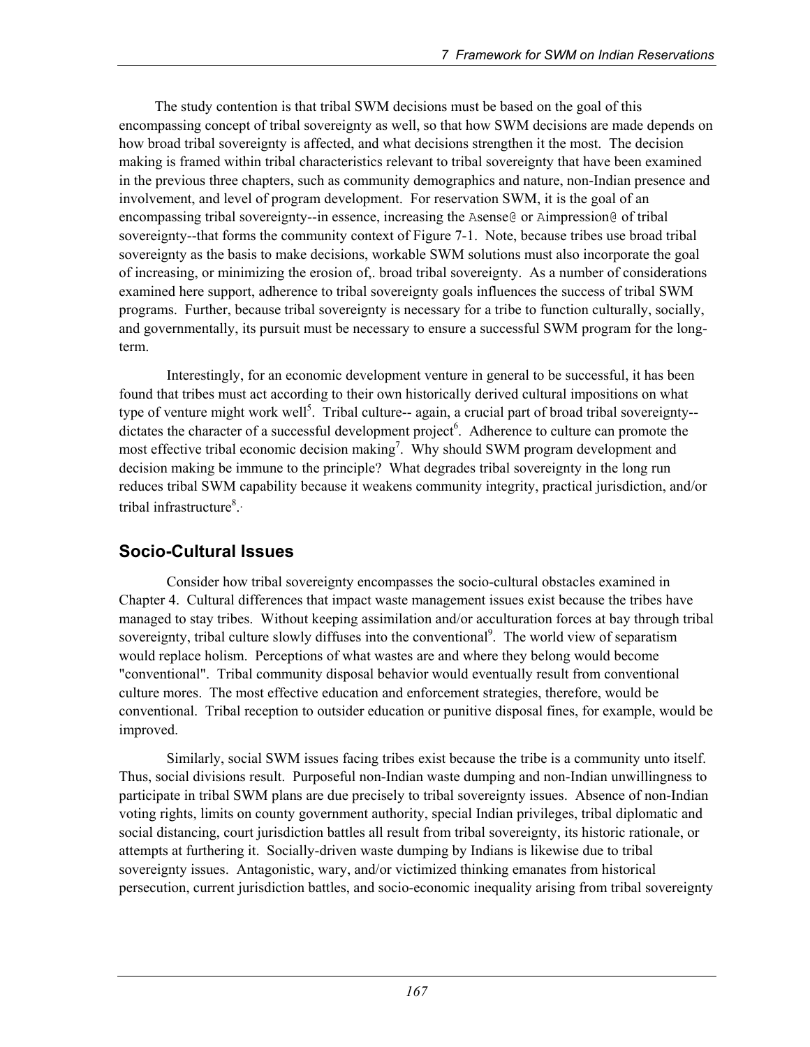The study contention is that tribal SWM decisions must be based on the goal of this encompassing concept of tribal sovereignty as well, so that how SWM decisions are made depends on how broad tribal sovereignty is affected, and what decisions strengthen it the most. The decision making is framed within tribal characteristics relevant to tribal sovereignty that have been examined in the previous three chapters, such as community demographics and nature, non-Indian presence and involvement, and level of program development. For reservation SWM, it is the goal of an encompassing tribal sovereignty--in essence, increasing the Asense@ or Aimpression@ of tribal sovereignty--that forms the community context of Figure 7-1. Note, because tribes use broad tribal sovereignty as the basis to make decisions, workable SWM solutions must also incorporate the goal of increasing, or minimizing the erosion of,. broad tribal sovereignty. As a number of considerations examined here support, adherence to tribal sovereignty goals influences the success of tribal SWM programs. Further, because tribal sovereignty is necessary for a tribe to function culturally, socially, and governmentally, its pursuit must be necessary to ensure a successful SWM program for the long-term.

Interestingly, for an economic development venture in general to be successful, it has been found that tribes must act according to their own historically derived cultural impositions on what type of venture might work well[5]. Tribal culture-- again, a crucial part of broad tribal sovereignty-- dictates the character of a successful development project[6]. Adherence to culture can promote the most effective tribal economic decision making[7]. Why should SWM program development and decision making be immune to the principle? What degrades tribal sovereignty in the long run reduces tribal SWM capability because it weakens community integrity, practical jurisdiction, and/or tribal infrastructure[8].

## Socio-Cultural Issues

Consider how tribal sovereignty encompasses the socio-cultural obstacles examined in Chapter 4. Cultural differences that impact waste management issues exist because the tribes have managed to stay tribes. Without keeping assimilation and/or acculturation forces at bay through tribal sovereignty, tribal culture slowly diffuses into the conventional[9]. The world view of separatism would replace holism. Perceptions of what wastes are and where they belong would become "conventional". Tribal community disposal behavior would eventually result from conventional culture mores. The most effective education and enforcement strategies, therefore, would be conventional. Tribal reception to outsider education or punitive disposal fines, for example, would be improved.

Similarly, social SWM issues facing tribes exist because the tribe is a community unto itself. Thus, social divisions result. Purposeful non-Indian waste dumping and non-Indian unwillingness to participate in tribal SWM plans are due precisely to tribal sovereignty issues. Absence of non-Indian voting rights, limits on county government authority, special Indian privileges, tribal diplomatic and social distancing, court jurisdiction battles all result from tribal sovereignty, its historic rationale, or attempts at furthering it. Socially-driven waste dumping by Indians is likewise due to tribal sovereignty issues. Antagonistic, wary, and/or victimized thinking emanates from historical persecution, current jurisdiction battles, and socio-economic inequality arising from tribal sovereignty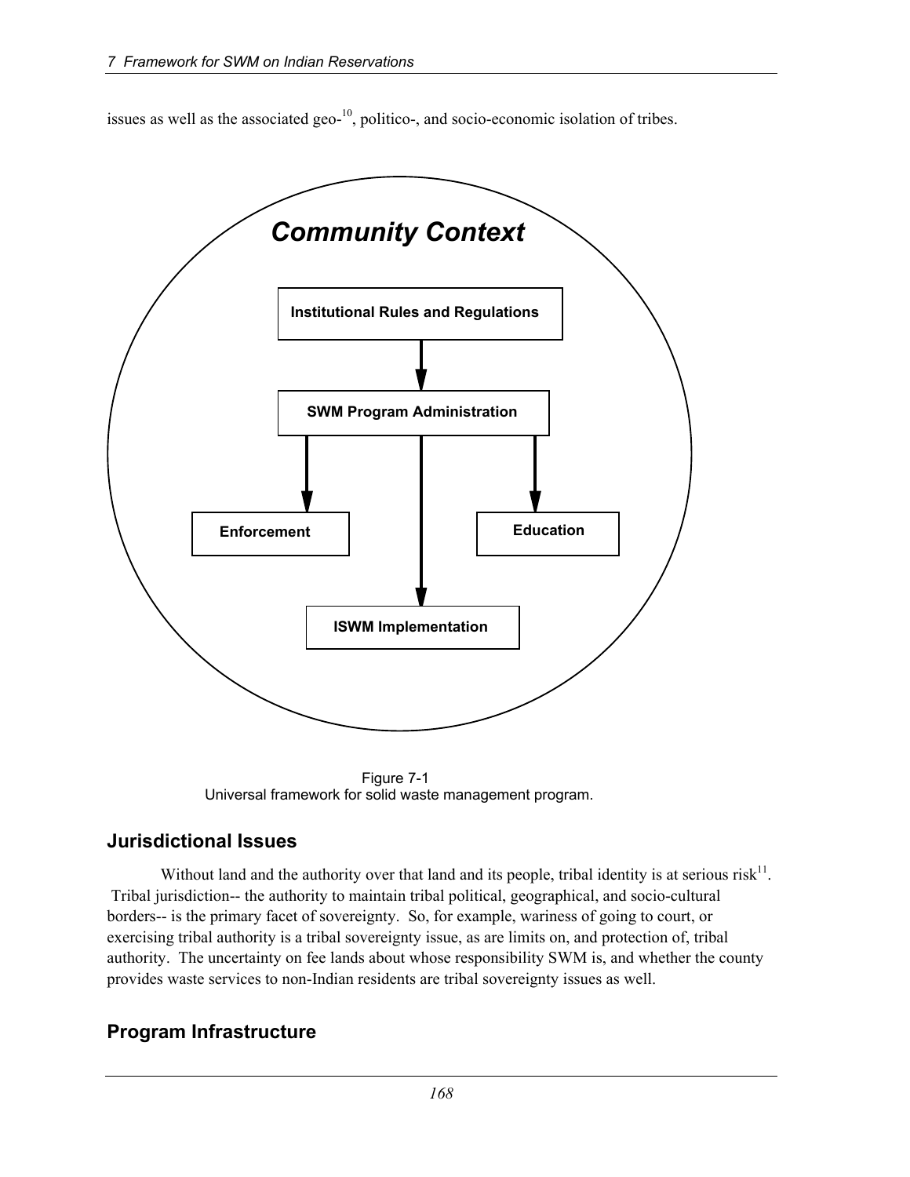issues as well as the associated geo-[10], politico-, and socio-economic isolation of tribes.

Community Context

Institutional Rules and Regulations

SWM Program Administration

Enforcement

Education

ISWM Implementation

Figure 7-1
Universal framework for solid waste management program.

## Jurisdictional Issues

Without land and the authority over that land and its people, tribal identity is at serious risk[11]. Tribal jurisdiction-- the authority to maintain tribal political, geographical, and socio-cultural borders-- is the primary facet of sovereignty. So, for example, wariness of going to court, or exercising tribal authority is a tribal sovereignty issue, as are limits on, and protection of, tribal authority. The uncertainty on fee lands about whose responsibility SWM is, and whether the county provides waste services to non-Indian residents are tribal sovereignty issues as well.

## Program Infrastructure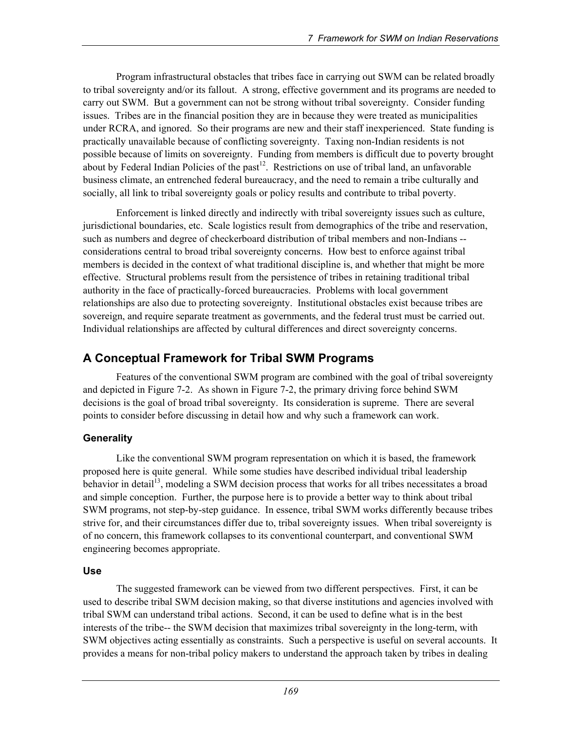Program infrastructural obstacles that tribes face in carrying out SWM can be related broadly to tribal sovereignty and/or its fallout. A strong, effective government and its programs are needed to carry out SWM. But a government can not be strong without tribal sovereignty. Consider funding issues. Tribes are in the financial position they are in because they were treated as municipalities under RCRA, and ignored. So their programs are new and their staff inexperienced. State funding is practically unavailable because of conflicting sovereignty. Taxing non-Indian residents is not possible because of limits on sovereignty. Funding from members is difficult due to poverty brought about by Federal Indian Policies of the past[12]. Restrictions on use of tribal land, an unfavorable business climate, an entrenched federal bureaucracy, and the need to remain a tribe culturally and socially, all link to tribal sovereignty goals or policy results and contribute to tribal poverty.

Enforcement is linked directly and indirectly with tribal sovereignty issues such as culture, jurisdictional boundaries, etc. Scale logistics result from demographics of the tribe and reservation, such as numbers and degree of checkerboard distribution of tribal members and non-Indians -- considerations central to broad tribal sovereignty concerns. How best to enforce against tribal members is decided in the context of what traditional discipline is, and whether that might be more effective. Structural problems result from the persistence of tribes in retaining traditional tribal authority in the face of practically-forced bureaucracies. Problems with local government relationships are also due to protecting sovereignty. Institutional obstacles exist because tribes are sovereign, and require separate treatment as governments, and the federal trust must be carried out. Individual relationships are affected by cultural differences and direct sovereignty concerns.

## A Conceptual Framework for Tribal SWM Programs

Features of the conventional SWM program are combined with the goal of tribal sovereignty and depicted in Figure 7-2. As shown in Figure 7-2, the primary driving force behind SWM decisions is the goal of broad tribal sovereignty. Its consideration is supreme. There are several points to consider before discussing in detail how and why such a framework can work.

### Generality

Like the conventional SWM program representation on which it is based, the framework proposed here is quite general. While some studies have described individual tribal leadership behavior in detail[13], modeling a SWM decision process that works for all tribes necessitates a broad and simple conception. Further, the purpose here is to provide a better way to think about tribal SWM programs, not step-by-step guidance. In essence, tribal SWM works differently because tribes strive for, and their circumstances differ due to, tribal sovereignty issues. When tribal sovereignty is of no concern, this framework collapses to its conventional counterpart, and conventional SWM engineering becomes appropriate.

### Use

The suggested framework can be viewed from two different perspectives. First, it can be used to describe tribal SWM decision making, so that diverse institutions and agencies involved with tribal SWM can understand tribal actions. Second, it can be used to define what is in the best interests of the tribe-- the SWM decision that maximizes tribal sovereignty in the long-term, with SWM objectives acting essentially as constraints. Such a perspective is useful on several accounts. It provides a means for non-tribal policy makers to understand the approach taken by tribes in dealing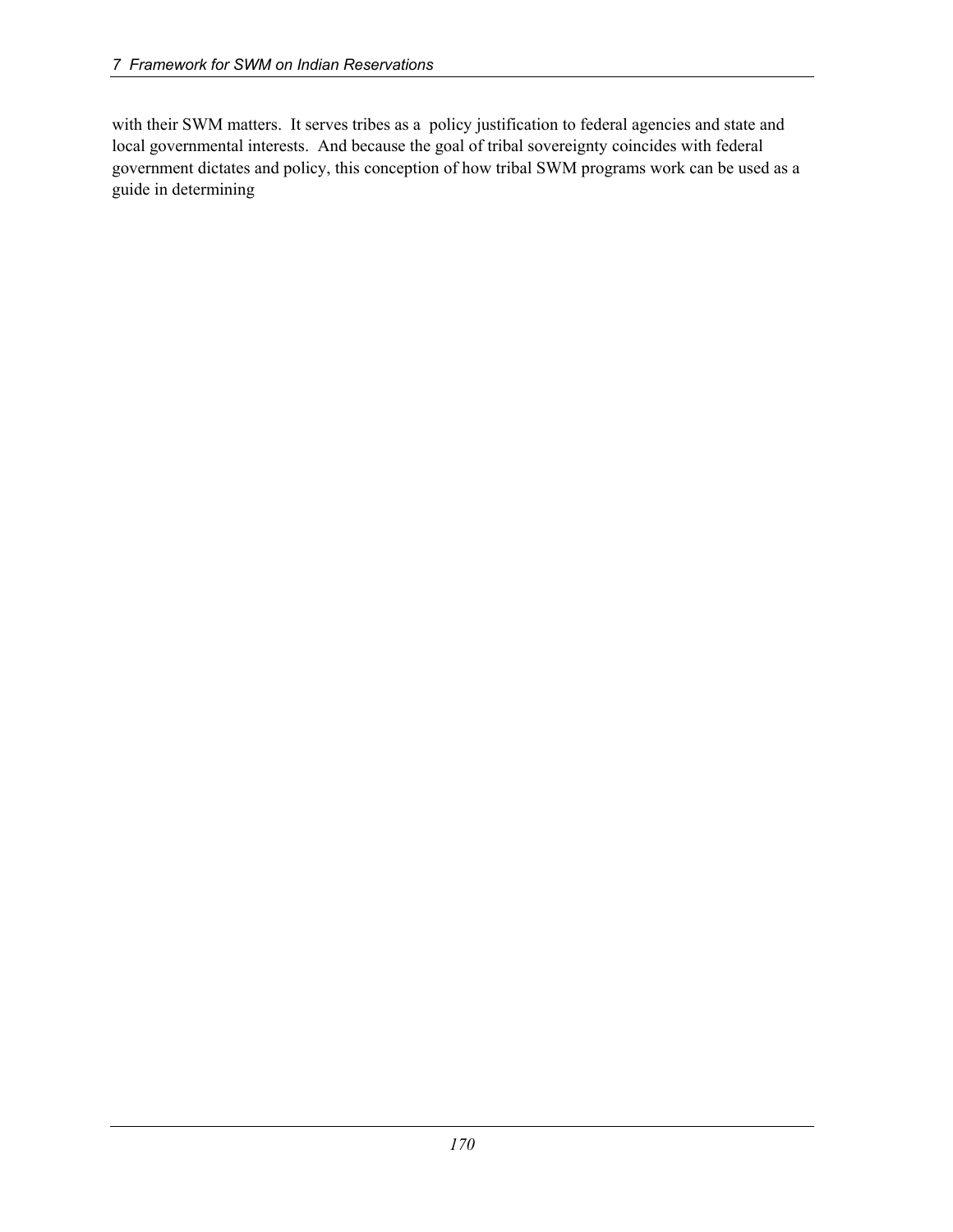with their SWM matters. It serves tribes as a policy justification to federal agencies and state and local governmental interests. And because the goal of tribal sovereignty coincides with federal government dictates and policy, this conception of how tribal SWM programs work can be used as a guide in determining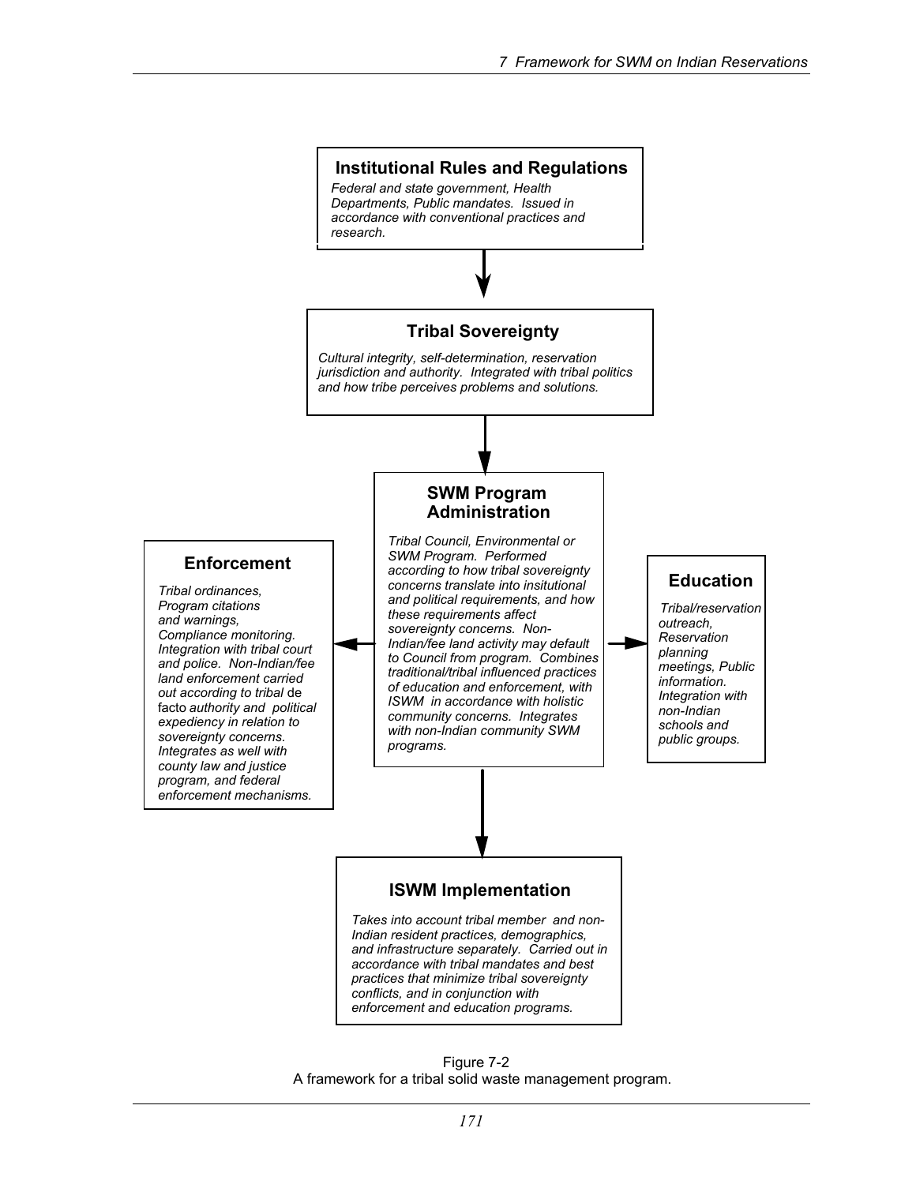**Institutional Rules and Regulations**

*Federal and state government, Health Departments, Public mandates. Issued in accordance with conventional practices and research.*

**Tribal Sovereignty**

*Cultural integrity, self-determination, reservation jurisdiction and authority. Integrated with tribal politics and how tribe perceives problems and solutions.*

**SWM Program Administration**

*Tribal Council, Environmental or SWM Program. Performed according to how tribal sovereignty concerns translate into insitutional and political requirements, and how these requirements affect sovereignty concerns. Non-Indian/fee land activity may default to Council from program. Combines traditional/tribal influenced practices of education and enforcement, with ISWM in accordance with holistic community concerns. Integrates with non-Indian community SWM programs.*

**Enforcement**

*Tribal ordinances, Program citations and warnings, Compliance monitoring. Integration with tribal court and police. Non-Indian/fee land enforcement carried out according to tribal* de facto *authority and political expediency in relation to sovereignty concerns. Integrates as well with county law and justice program, and federal enforcement mechanisms.*

**Education**

*Tribal/reservation outreach, Reservation planning meetings, Public information. Integration with non-Indian schools and public groups.*

**ISWM Implementation**

*Takes into account tribal member and non-Indian resident practices, demographics, and infrastructure separately. Carried out in accordance with tribal mandates and best practices that minimize tribal sovereignty conflicts, and in conjunction with enforcement and education programs.*

Figure 7-2
A framework for a tribal solid waste management program.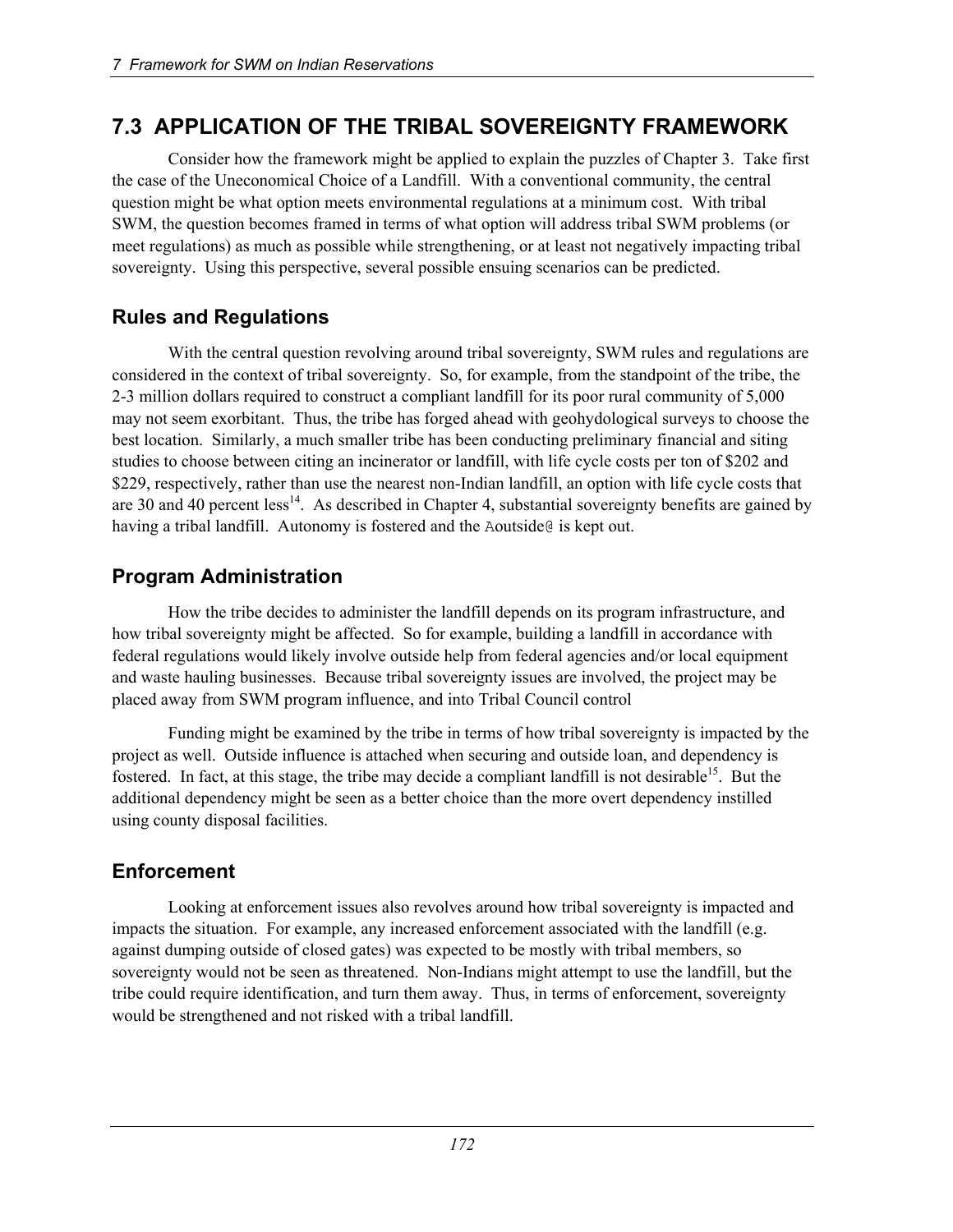## 7.3 APPLICATION OF THE TRIBAL SOVEREIGNTY FRAMEWORK

Consider how the framework might be applied to explain the puzzles of Chapter 3. Take first the case of the Uneconomical Choice of a Landfill. With a conventional community, the central question might be what option meets environmental regulations at a minimum cost. With tribal SWM, the question becomes framed in terms of what option will address tribal SWM problems (or meet regulations) as much as possible while strengthening, or at least not negatively impacting tribal sovereignty. Using this perspective, several possible ensuing scenarios can be predicted.

### Rules and Regulations

With the central question revolving around tribal sovereignty, SWM rules and regulations are considered in the context of tribal sovereignty. So, for example, from the standpoint of the tribe, the 2-3 million dollars required to construct a compliant landfill for its poor rural community of 5,000 may not seem exorbitant. Thus, the tribe has forged ahead with geohydological surveys to choose the best location. Similarly, a much smaller tribe has been conducting preliminary financial and siting studies to choose between citing an incinerator or landfill, with life cycle costs per ton of $202 and $229, respectively, rather than use the nearest non-Indian landfill, an option with life cycle costs that are 30 and 40 percent less[14]. As described in Chapter 4, substantial sovereignty benefits are gained by having a tribal landfill. Autonomy is fostered and the Aoutside@ is kept out.

### Program Administration

How the tribe decides to administer the landfill depends on its program infrastructure, and how tribal sovereignty might be affected. So for example, building a landfill in accordance with federal regulations would likely involve outside help from federal agencies and/or local equipment and waste hauling businesses. Because tribal sovereignty issues are involved, the project may be placed away from SWM program influence, and into Tribal Council control

Funding might be examined by the tribe in terms of how tribal sovereignty is impacted by the project as well. Outside influence is attached when securing and outside loan, and dependency is fostered. In fact, at this stage, the tribe may decide a compliant landfill is not desirable[15]. But the additional dependency might be seen as a better choice than the more overt dependency instilled using county disposal facilities.

### Enforcement

Looking at enforcement issues also revolves around how tribal sovereignty is impacted and impacts the situation. For example, any increased enforcement associated with the landfill (e.g. against dumping outside of closed gates) was expected to be mostly with tribal members, so sovereignty would not be seen as threatened. Non-Indians might attempt to use the landfill, but the tribe could require identification, and turn them away. Thus, in terms of enforcement, sovereignty would be strengthened and not risked with a tribal landfill.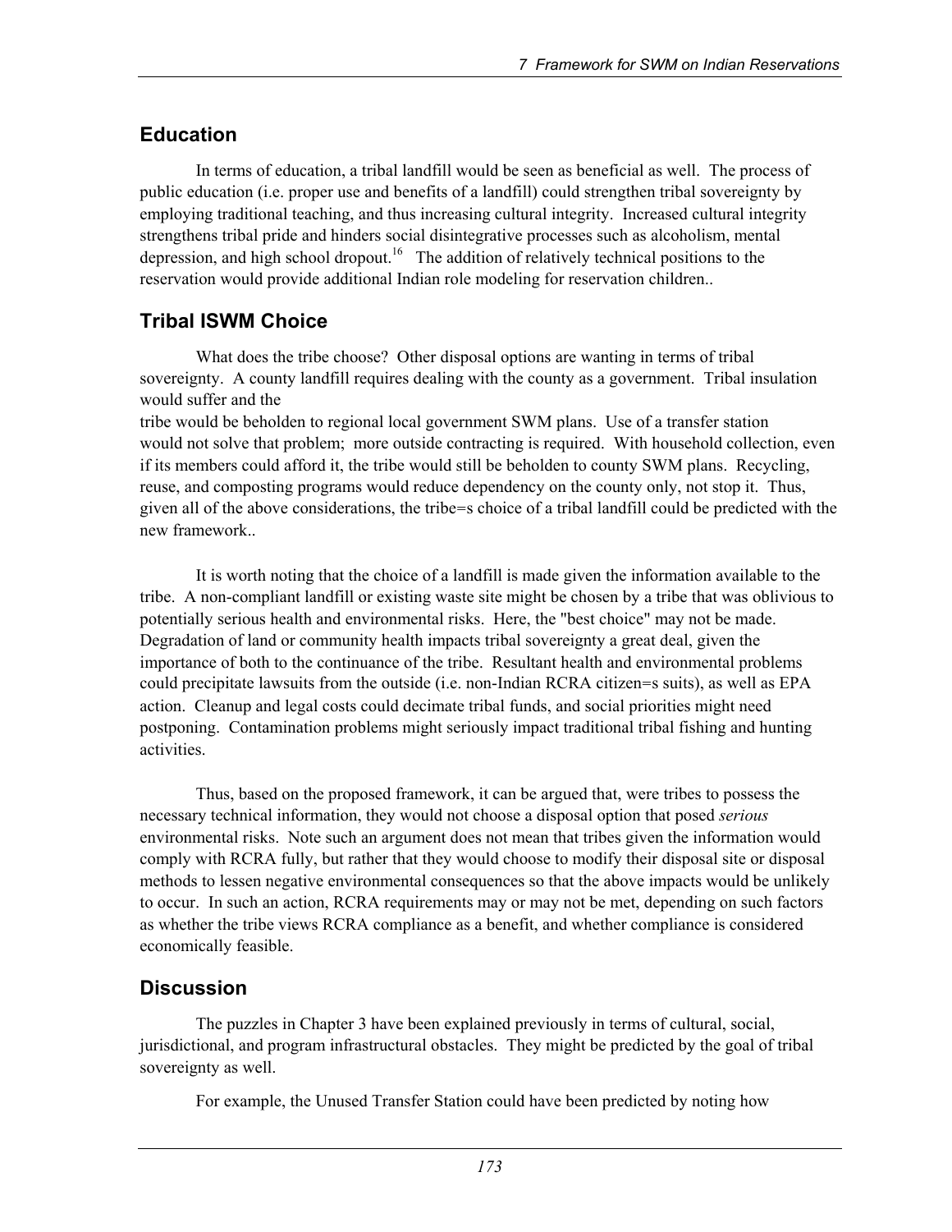## Education

In terms of education, a tribal landfill would be seen as beneficial as well. The process of public education (i.e. proper use and benefits of a landfill) could strengthen tribal sovereignty by employing traditional teaching, and thus increasing cultural integrity. Increased cultural integrity strengthens tribal pride and hinders social disintegrative processes such as alcoholism, mental depression, and high school dropout.[16] The addition of relatively technical positions to the reservation would provide additional Indian role modeling for reservation children..

## Tribal ISWM Choice

What does the tribe choose? Other disposal options are wanting in terms of tribal sovereignty. A county landfill requires dealing with the county as a government. Tribal insulation would suffer and the tribe would be beholden to regional local government SWM plans. Use of a transfer station would not solve that problem; more outside contracting is required. With household collection, even if its members could afford it, the tribe would still be beholden to county SWM plans. Recycling, reuse, and composting programs would reduce dependency on the county only, not stop it. Thus, given all of the above considerations, the tribe=s choice of a tribal landfill could be predicted with the new framework..

It is worth noting that the choice of a landfill is made given the information available to the tribe. A non-compliant landfill or existing waste site might be chosen by a tribe that was oblivious to potentially serious health and environmental risks. Here, the "best choice" may not be made. Degradation of land or community health impacts tribal sovereignty a great deal, given the importance of both to the continuance of the tribe. Resultant health and environmental problems could precipitate lawsuits from the outside (i.e. non-Indian RCRA citizen=s suits), as well as EPA action. Cleanup and legal costs could decimate tribal funds, and social priorities might need postponing. Contamination problems might seriously impact traditional tribal fishing and hunting activities.

Thus, based on the proposed framework, it can be argued that, were tribes to possess the necessary technical information, they would not choose a disposal option that posed *serious* environmental risks. Note such an argument does not mean that tribes given the information would comply with RCRA fully, but rather that they would choose to modify their disposal site or disposal methods to lessen negative environmental consequences so that the above impacts would be unlikely to occur. In such an action, RCRA requirements may or may not be met, depending on such factors as whether the tribe views RCRA compliance as a benefit, and whether compliance is considered economically feasible.

## Discussion

The puzzles in Chapter 3 have been explained previously in terms of cultural, social, jurisdictional, and program infrastructural obstacles. They might be predicted by the goal of tribal sovereignty as well.

For example, the Unused Transfer Station could have been predicted by noting how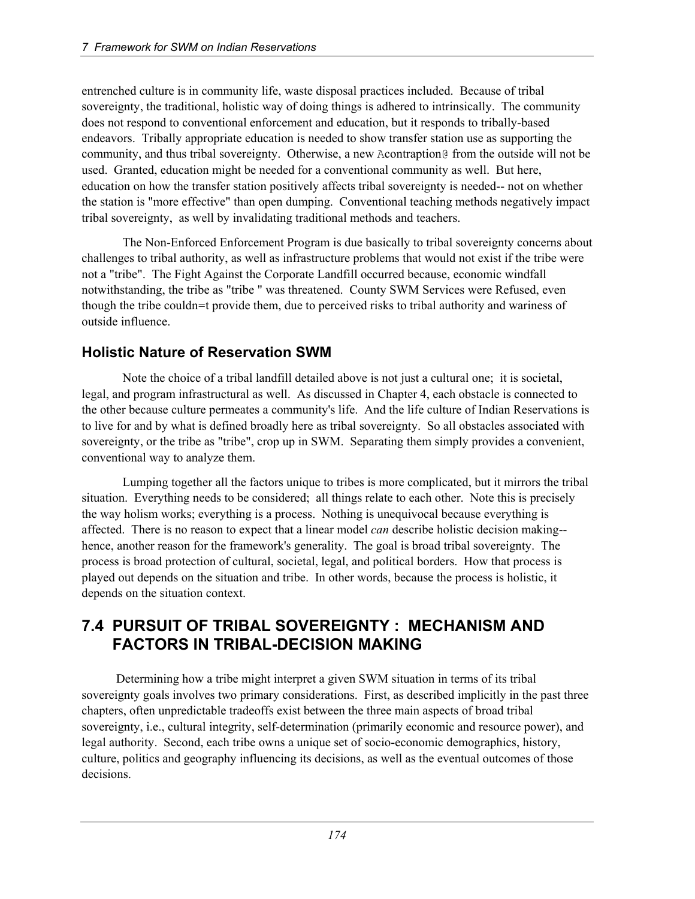entrenched culture is in community life, waste disposal practices included. Because of tribal sovereignty, the traditional, holistic way of doing things is adhered to intrinsically. The community does not respond to conventional enforcement and education, but it responds to tribally-based endeavors. Tribally appropriate education is needed to show transfer station use as supporting the community, and thus tribal sovereignty. Otherwise, a new Acontraption@ from the outside will not be used. Granted, education might be needed for a conventional community as well. But here, education on how the transfer station positively affects tribal sovereignty is needed-- not on whether the station is "more effective" than open dumping. Conventional teaching methods negatively impact tribal sovereignty, as well by invalidating traditional methods and teachers.

The Non-Enforced Enforcement Program is due basically to tribal sovereignty concerns about challenges to tribal authority, as well as infrastructure problems that would not exist if the tribe were not a "tribe". The Fight Against the Corporate Landfill occurred because, economic windfall notwithstanding, the tribe as "tribe " was threatened. County SWM Services were Refused, even though the tribe couldn=t provide them, due to perceived risks to tribal authority and wariness of outside influence.

### Holistic Nature of Reservation SWM

Note the choice of a tribal landfill detailed above is not just a cultural one; it is societal, legal, and program infrastructural as well. As discussed in Chapter 4, each obstacle is connected to the other because culture permeates a community's life. And the life culture of Indian Reservations is to live for and by what is defined broadly here as tribal sovereignty. So all obstacles associated with sovereignty, or the tribe as "tribe", crop up in SWM. Separating them simply provides a convenient, conventional way to analyze them.

Lumping together all the factors unique to tribes is more complicated, but it mirrors the tribal situation. Everything needs to be considered; all things relate to each other. Note this is precisely the way holism works; everything is a process. Nothing is unequivocal because everything is affected. There is no reason to expect that a linear model *can* describe holistic decision making--hence, another reason for the framework's generality. The goal is broad tribal sovereignty. The process is broad protection of cultural, societal, legal, and political borders. How that process is played out depends on the situation and tribe. In other words, because the process is holistic, it depends on the situation context.

## 7.4 PURSUIT OF TRIBAL SOVEREIGNTY : MECHANISM AND FACTORS IN TRIBAL-DECISION MAKING

Determining how a tribe might interpret a given SWM situation in terms of its tribal sovereignty goals involves two primary considerations. First, as described implicitly in the past three chapters, often unpredictable tradeoffs exist between the three main aspects of broad tribal sovereignty, i.e., cultural integrity, self-determination (primarily economic and resource power), and legal authority. Second, each tribe owns a unique set of socio-economic demographics, history, culture, politics and geography influencing its decisions, as well as the eventual outcomes of those decisions.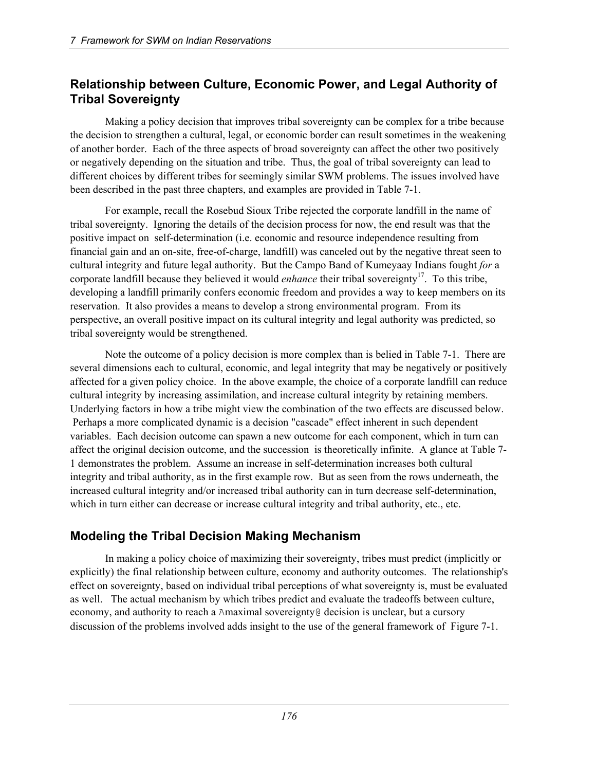## Relationship between Culture, Economic Power, and Legal Authority of Tribal Sovereignty

Making a policy decision that improves tribal sovereignty can be complex for a tribe because the decision to strengthen a cultural, legal, or economic border can result sometimes in the weakening of another border. Each of the three aspects of broad sovereignty can affect the other two positively or negatively depending on the situation and tribe. Thus, the goal of tribal sovereignty can lead to different choices by different tribes for seemingly similar SWM problems. The issues involved have been described in the past three chapters, and examples are provided in Table 7-1.

For example, recall the Rosebud Sioux Tribe rejected the corporate landfill in the name of tribal sovereignty. Ignoring the details of the decision process for now, the end result was that the positive impact on self-determination (i.e. economic and resource independence resulting from financial gain and an on-site, free-of-charge, landfill) was canceled out by the negative threat seen to cultural integrity and future legal authority. But the Campo Band of Kumeyaay Indians fought *for* a corporate landfill because they believed it would *enhance* their tribal sovereignty[17]. To this tribe, developing a landfill primarily confers economic freedom and provides a way to keep members on its reservation. It also provides a means to develop a strong environmental program. From its perspective, an overall positive impact on its cultural integrity and legal authority was predicted, so tribal sovereignty would be strengthened.

Note the outcome of a policy decision is more complex than is belied in Table 7-1. There are several dimensions each to cultural, economic, and legal integrity that may be negatively or positively affected for a given policy choice. In the above example, the choice of a corporate landfill can reduce cultural integrity by increasing assimilation, and increase cultural integrity by retaining members. Underlying factors in how a tribe might view the combination of the two effects are discussed below. Perhaps a more complicated dynamic is a decision "cascade" effect inherent in such dependent variables. Each decision outcome can spawn a new outcome for each component, which in turn can affect the original decision outcome, and the succession is theoretically infinite. A glance at Table 7-1 demonstrates the problem. Assume an increase in self-determination increases both cultural integrity and tribal authority, as in the first example row. But as seen from the rows underneath, the increased cultural integrity and/or increased tribal authority can in turn decrease self-determination, which in turn either can decrease or increase cultural integrity and tribal authority, etc., etc.

## Modeling the Tribal Decision Making Mechanism

In making a policy choice of maximizing their sovereignty, tribes must predict (implicitly or explicitly) the final relationship between culture, economy and authority outcomes. The relationship's effect on sovereignty, based on individual tribal perceptions of what sovereignty is, must be evaluated as well. The actual mechanism by which tribes predict and evaluate the tradeoffs between culture, economy, and authority to reach a "maximal sovereignty" decision is unclear, but a cursory discussion of the problems involved adds insight to the use of the general framework of Figure 7-1.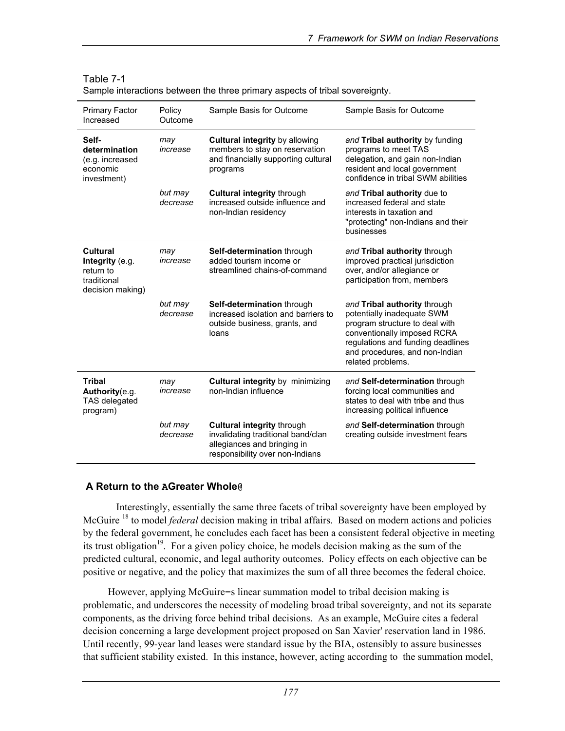Table 7-1
Sample interactions between the three primary aspects of tribal sovereignty.

| Primary Factor Increased | Policy Outcome | Sample Basis for Outcome | Sample Basis for Outcome |
|---|---|---|---|
| **Self-determination** (e.g. increased economic investment) | *may increase* | **Cultural integrity** by allowing members to stay on reservation and financially supporting cultural programs | *and* **Tribal authority** by funding programs to meet TAS delegation, and gain non-Indian resident and local government confidence in tribal SWM abilities |
| | *but may decrease* | **Cultural integrity** through increased outside influence and non-Indian residency | *and* **Tribal authority** due to increased federal and state interests in taxation and "protecting" non-Indians and their businesses |
| **Cultural Integrity** (e.g. return to traditional decision making) | *may increase* | **Self-determination** through added tourism income or streamlined chains-of-command | *and* **Tribal authority** through improved practical jurisdiction over, and/or allegiance or participation from, members |
| | *but may decrease* | **Self-determination** through increased isolation and barriers to outside business, grants, and loans | *and* **Tribal authority** through potentially inadequate SWM program structure to deal with conventionally imposed RCRA regulations and funding deadlines and procedures, and non-Indian related problems. |
| **Tribal Authority**(e.g. TAS delegated program) | *may increase* | **Cultural integrity** by minimizing non-Indian influence | *and* **Self-determination** through forcing local communities and states to deal with tribe and thus increasing political influence |
| | *but may decrease* | **Cultural integrity** through invalidating traditional band/clan allegiances and bringing in responsibility over non-Indians | *and* **Self-determination** through creating outside investment fears |

## A Return to the AGreater Whole@

Interestingly, essentially the same three facets of tribal sovereignty have been employed by McGuire [18] to model *federal* decision making in tribal affairs. Based on modern actions and policies by the federal government, he concludes each facet has been a consistent federal objective in meeting its trust obligation[19]. For a given policy choice, he models decision making as the sum of the predicted cultural, economic, and legal authority outcomes. Policy effects on each objective can be positive or negative, and the policy that maximizes the sum of all three becomes the federal choice.

However, applying McGuire=s linear summation model to tribal decision making is problematic, and underscores the necessity of modeling broad tribal sovereignty, and not its separate components, as the driving force behind tribal decisions. As an example, McGuire cites a federal decision concerning a large development project proposed on San Xavier' reservation land in 1986. Until recently, 99-year land leases were standard issue by the BIA, ostensibly to assure businesses that sufficient stability existed. In this instance, however, acting according to the summation model,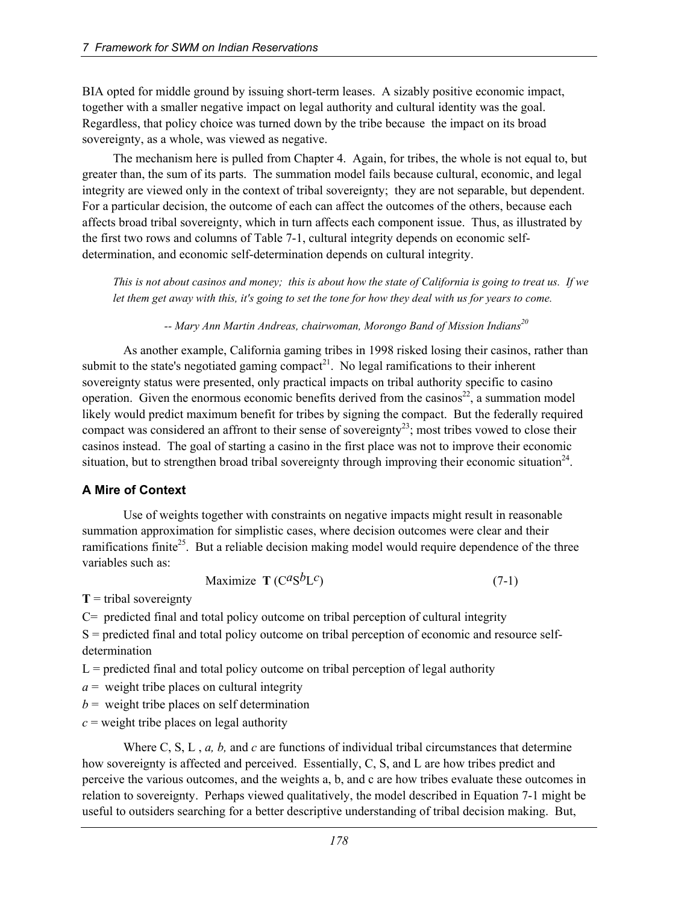BIA opted for middle ground by issuing short-term leases. A sizably positive economic impact, together with a smaller negative impact on legal authority and cultural identity was the goal. Regardless, that policy choice was turned down by the tribe because the impact on its broad sovereignty, as a whole, was viewed as negative.

The mechanism here is pulled from Chapter 4. Again, for tribes, the whole is not equal to, but greater than, the sum of its parts. The summation model fails because cultural, economic, and legal integrity are viewed only in the context of tribal sovereignty; they are not separable, but dependent. For a particular decision, the outcome of each can affect the outcomes of the others, because each affects broad tribal sovereignty, which in turn affects each component issue. Thus, as illustrated by the first two rows and columns of Table 7-1, cultural integrity depends on economic self-determination, and economic self-determination depends on cultural integrity.

> *This is not about casinos and money; this is about how the state of California is going to treat us. If we let them get away with this, it's going to set the tone for how they deal with us for years to come.*
>
> *-- Mary Ann Martin Andreas, chairwoman, Morongo Band of Mission Indians*[20]

As another example, California gaming tribes in 1998 risked losing their casinos, rather than submit to the state's negotiated gaming compact[21]. No legal ramifications to their inherent sovereignty status were presented, only practical impacts on tribal authority specific to casino operation. Given the enormous economic benefits derived from the casinos[22], a summation model likely would predict maximum benefit for tribes by signing the compact. But the federally required compact was considered an affront to their sense of sovereignty[23]; most tribes vowed to close their casinos instead. The goal of starting a casino in the first place was not to improve their economic situation, but to strengthen broad tribal sovereignty through improving their economic situation[24].

### A Mire of Context

Use of weights together with constraints on negative impacts might result in reasonable summation approximation for simplistic cases, where decision outcomes were clear and their ramifications finite[25]. But a reliable decision making model would require dependence of the three variables such as:

$$\text{Maximize } \mathbf{T}\,(C^{a}S^{b}L^{c}) \qquad (7\text{-}1)$$

**T** = tribal sovereignty

C= predicted final and total policy outcome on tribal perception of cultural integrity

S = predicted final and total policy outcome on tribal perception of economic and resource self-determination

L = predicted final and total policy outcome on tribal perception of legal authority

$a$ = weight tribe places on cultural integrity

$b$ = weight tribe places on self determination

$c$ = weight tribe places on legal authority

Where C, S, L , $a$, $b$, and $c$ are functions of individual tribal circumstances that determine how sovereignty is affected and perceived. Essentially, C, S, and L are how tribes predict and perceive the various outcomes, and the weights a, b, and c are how tribes evaluate these outcomes in relation to sovereignty. Perhaps viewed qualitatively, the model described in Equation 7-1 might be useful to outsiders searching for a better descriptive understanding of tribal decision making. But,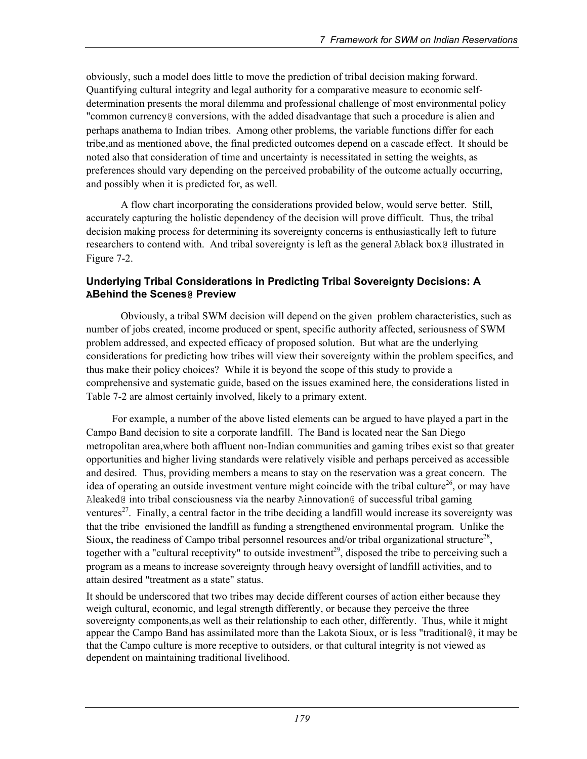obviously, such a model does little to move the prediction of tribal decision making forward. Quantifying cultural integrity and legal authority for a comparative measure to economic self-determination presents the moral dilemma and professional challenge of most environmental policy "common currency@ conversions, with the added disadvantage that such a procedure is alien and perhaps anathema to Indian tribes. Among other problems, the variable functions differ for each tribe,and as mentioned above, the final predicted outcomes depend on a cascade effect. It should be noted also that consideration of time and uncertainty is necessitated in setting the weights, as preferences should vary depending on the perceived probability of the outcome actually occurring, and possibly when it is predicted for, as well.

A flow chart incorporating the considerations provided below, would serve better. Still, accurately capturing the holistic dependency of the decision will prove difficult. Thus, the tribal decision making process for determining its sovereignty concerns is enthusiastically left to future researchers to contend with. And tribal sovereignty is left as the general Ablack box@ illustrated in Figure 7-2.

### Underlying Tribal Considerations in Predicting Tribal Sovereignty Decisions: A ABehind the Scenes@ Preview

Obviously, a tribal SWM decision will depend on the given problem characteristics, such as number of jobs created, income produced or spent, specific authority affected, seriousness of SWM problem addressed, and expected efficacy of proposed solution. But what are the underlying considerations for predicting how tribes will view their sovereignty within the problem specifics, and thus make their policy choices? While it is beyond the scope of this study to provide a comprehensive and systematic guide, based on the issues examined here, the considerations listed in Table 7-2 are almost certainly involved, likely to a primary extent.

For example, a number of the above listed elements can be argued to have played a part in the Campo Band decision to site a corporate landfill. The Band is located near the San Diego metropolitan area,where both affluent non-Indian communities and gaming tribes exist so that greater opportunities and higher living standards were relatively visible and perhaps perceived as accessible and desired. Thus, providing members a means to stay on the reservation was a great concern. The idea of operating an outside investment venture might coincide with the tribal culture[26], or may have Aleaked@ into tribal consciousness via the nearby Ainnovation@ of successful tribal gaming ventures[27]. Finally, a central factor in the tribe deciding a landfill would increase its sovereignty was that the tribe envisioned the landfill as funding a strengthened environmental program. Unlike the Sioux, the readiness of Campo tribal personnel resources and/or tribal organizational structure[28], together with a "cultural receptivity" to outside investment[29], disposed the tribe to perceiving such a program as a means to increase sovereignty through heavy oversight of landfill activities, and to attain desired "treatment as a state" status.

It should be underscored that two tribes may decide different courses of action either because they weigh cultural, economic, and legal strength differently, or because they perceive the three sovereignty components,as well as their relationship to each other, differently. Thus, while it might appear the Campo Band has assimilated more than the Lakota Sioux, or is less "traditional@, it may be that the Campo culture is more receptive to outsiders, or that cultural integrity is not viewed as dependent on maintaining traditional livelihood.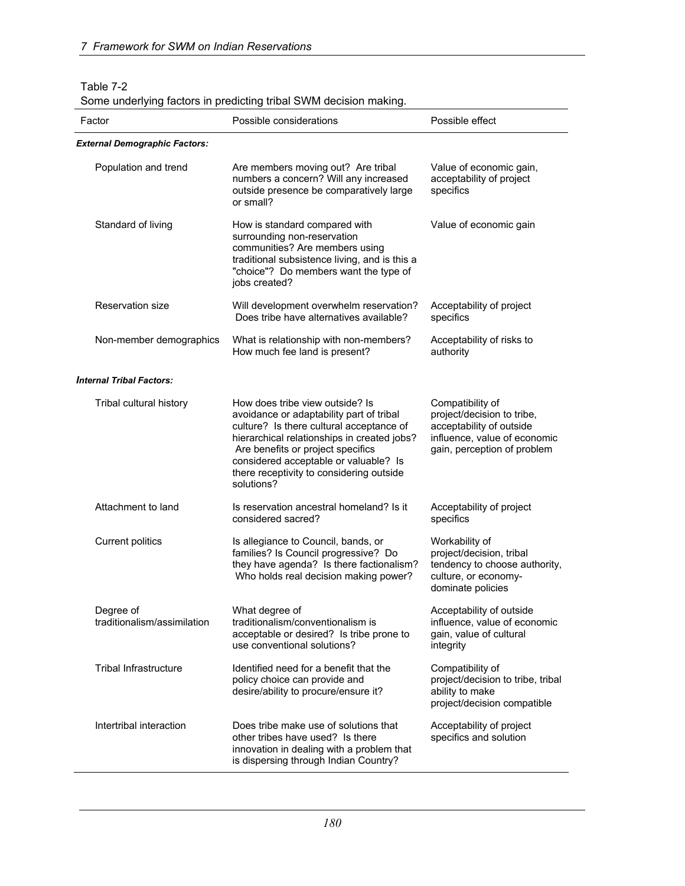Table 7-2
Some underlying factors in predicting tribal SWM decision making.

| Factor | Possible considerations | Possible effect |
|---|---|---|
| ***External Demographic Factors:*** | | |
| Population and trend | Are members moving out? Are tribal numbers a concern? Will any increased outside presence be comparatively large or small? | Value of economic gain, acceptability of project specifics |
| Standard of living | How is standard compared with surrounding non-reservation communities? Are members using traditional subsistence living, and is this a "choice"? Do members want the type of jobs created? | Value of economic gain |
| Reservation size | Will development overwhelm reservation? Does tribe have alternatives available? | Acceptability of project specifics |
| Non-member demographics | What is relationship with non-members? How much fee land is present? | Acceptability of risks to authority |
| ***Internal Tribal Factors:*** | | |
| Tribal cultural history | How does tribe view outside? Is avoidance or adaptability part of tribal culture? Is there cultural acceptance of hierarchical relationships in created jobs? Are benefits or project specifics considered acceptable or valuable? Is there receptivity to considering outside solutions? | Compatibility of project/decision to tribe, acceptability of outside influence, value of economic gain, perception of problem |
| Attachment to land | Is reservation ancestral homeland? Is it considered sacred? | Acceptability of project specifics |
| Current politics | Is allegiance to Council, bands, or families? Is Council progressive? Do they have agenda? Is there factionalism? Who holds real decision making power? | Workability of project/decision, tribal tendency to choose authority, culture, or economy-dominate policies |
| Degree of traditionalism/assimilation | What degree of traditionalism/conventionalism is acceptable or desired? Is tribe prone to use conventional solutions? | Acceptability of outside influence, value of economic gain, value of cultural integrity |
| Tribal Infrastructure | Identified need for a benefit that the policy choice can provide and desire/ability to procure/ensure it? | Compatibility of project/decision to tribe, tribal ability to make project/decision compatible |
| Intertribal interaction | Does tribe make use of solutions that other tribes have used? Is there innovation in dealing with a problem that is dispersing through Indian Country? | Acceptability of project specifics and solution |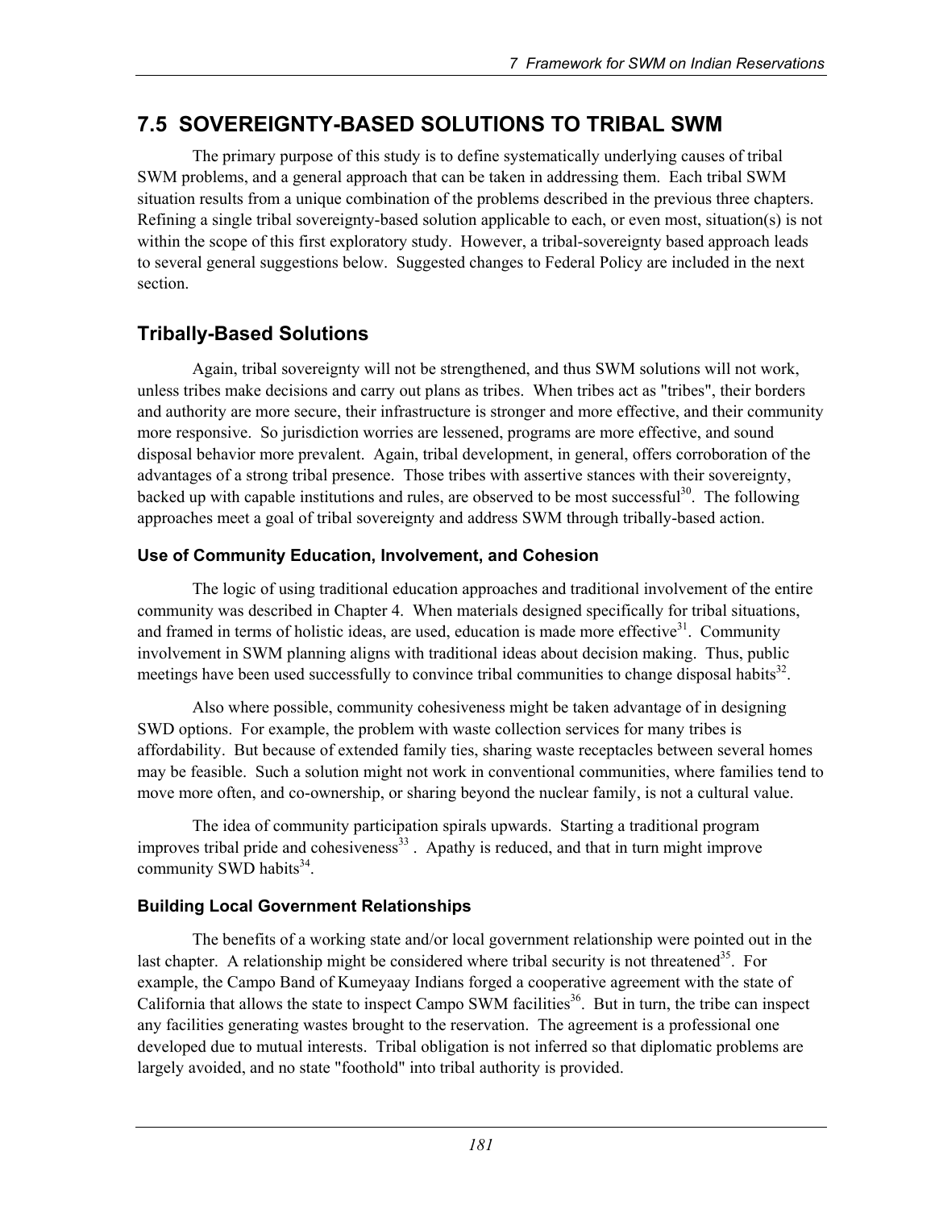## 7.5 SOVEREIGNTY-BASED SOLUTIONS TO TRIBAL SWM

The primary purpose of this study is to define systematically underlying causes of tribal SWM problems, and a general approach that can be taken in addressing them. Each tribal SWM situation results from a unique combination of the problems described in the previous three chapters. Refining a single tribal sovereignty-based solution applicable to each, or even most, situation(s) is not within the scope of this first exploratory study. However, a tribal-sovereignty based approach leads to several general suggestions below. Suggested changes to Federal Policy are included in the next section.

### Tribally-Based Solutions

Again, tribal sovereignty will not be strengthened, and thus SWM solutions will not work, unless tribes make decisions and carry out plans as tribes. When tribes act as "tribes", their borders and authority are more secure, their infrastructure is stronger and more effective, and their community more responsive. So jurisdiction worries are lessened, programs are more effective, and sound disposal behavior more prevalent. Again, tribal development, in general, offers corroboration of the advantages of a strong tribal presence. Those tribes with assertive stances with their sovereignty, backed up with capable institutions and rules, are observed to be most successful[30]. The following approaches meet a goal of tribal sovereignty and address SWM through tribally-based action.

#### Use of Community Education, Involvement, and Cohesion

The logic of using traditional education approaches and traditional involvement of the entire community was described in Chapter 4. When materials designed specifically for tribal situations, and framed in terms of holistic ideas, are used, education is made more effective[31]. Community involvement in SWM planning aligns with traditional ideas about decision making. Thus, public meetings have been used successfully to convince tribal communities to change disposal habits[32].

Also where possible, community cohesiveness might be taken advantage of in designing SWD options. For example, the problem with waste collection services for many tribes is affordability. But because of extended family ties, sharing waste receptacles between several homes may be feasible. Such a solution might not work in conventional communities, where families tend to move more often, and co-ownership, or sharing beyond the nuclear family, is not a cultural value.

The idea of community participation spirals upwards. Starting a traditional program improves tribal pride and cohesiveness[33]. Apathy is reduced, and that in turn might improve community SWD habits[34].

#### Building Local Government Relationships

The benefits of a working state and/or local government relationship were pointed out in the last chapter. A relationship might be considered where tribal security is not threatened[35]. For example, the Campo Band of Kumeyaay Indians forged a cooperative agreement with the state of California that allows the state to inspect Campo SWM facilities[36]. But in turn, the tribe can inspect any facilities generating wastes brought to the reservation. The agreement is a professional one developed due to mutual interests. Tribal obligation is not inferred so that diplomatic problems are largely avoided, and no state "foothold" into tribal authority is provided.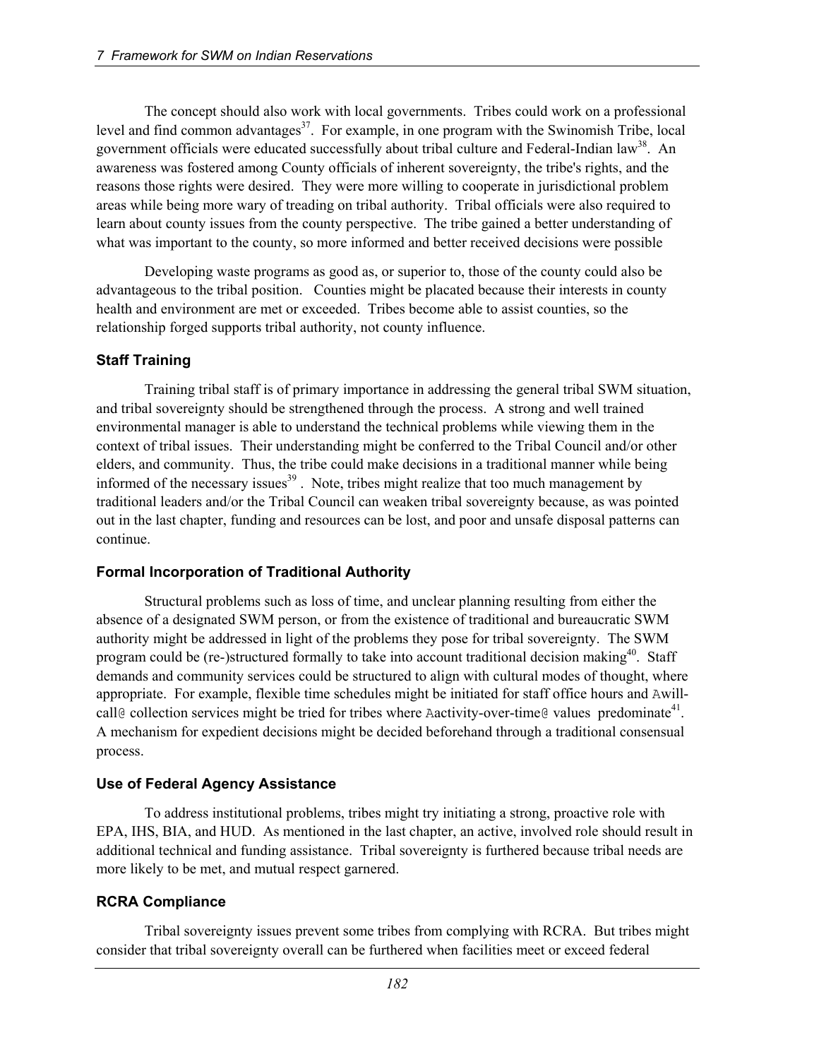The concept should also work with local governments. Tribes could work on a professional level and find common advantages[37]. For example, in one program with the Swinomish Tribe, local government officials were educated successfully about tribal culture and Federal-Indian law[38]. An awareness was fostered among County officials of inherent sovereignty, the tribe's rights, and the reasons those rights were desired. They were more willing to cooperate in jurisdictional problem areas while being more wary of treading on tribal authority. Tribal officials were also required to learn about county issues from the county perspective. The tribe gained a better understanding of what was important to the county, so more informed and better received decisions were possible

Developing waste programs as good as, or superior to, those of the county could also be advantageous to the tribal position. Counties might be placated because their interests in county health and environment are met or exceeded. Tribes become able to assist counties, so the relationship forged supports tribal authority, not county influence.

### Staff Training

Training tribal staff is of primary importance in addressing the general tribal SWM situation, and tribal sovereignty should be strengthened through the process. A strong and well trained environmental manager is able to understand the technical problems while viewing them in the context of tribal issues. Their understanding might be conferred to the Tribal Council and/or other elders, and community. Thus, the tribe could make decisions in a traditional manner while being informed of the necessary issues[39] . Note, tribes might realize that too much management by traditional leaders and/or the Tribal Council can weaken tribal sovereignty because, as was pointed out in the last chapter, funding and resources can be lost, and poor and unsafe disposal patterns can continue.

### Formal Incorporation of Traditional Authority

Structural problems such as loss of time, and unclear planning resulting from either the absence of a designated SWM person, or from the existence of traditional and bureaucratic SWM authority might be addressed in light of the problems they pose for tribal sovereignty. The SWM program could be (re-)structured formally to take into account traditional decision making[40]. Staff demands and community services could be structured to align with cultural modes of thought, where appropriate. For example, flexible time schedules might be initiated for staff office hours and Awill-call@ collection services might be tried for tribes where Aactivity-over-time@ values predominate[41]. A mechanism for expedient decisions might be decided beforehand through a traditional consensual process.

### Use of Federal Agency Assistance

To address institutional problems, tribes might try initiating a strong, proactive role with EPA, IHS, BIA, and HUD. As mentioned in the last chapter, an active, involved role should result in additional technical and funding assistance. Tribal sovereignty is furthered because tribal needs are more likely to be met, and mutual respect garnered.

### RCRA Compliance

Tribal sovereignty issues prevent some tribes from complying with RCRA. But tribes might consider that tribal sovereignty overall can be furthered when facilities meet or exceed federal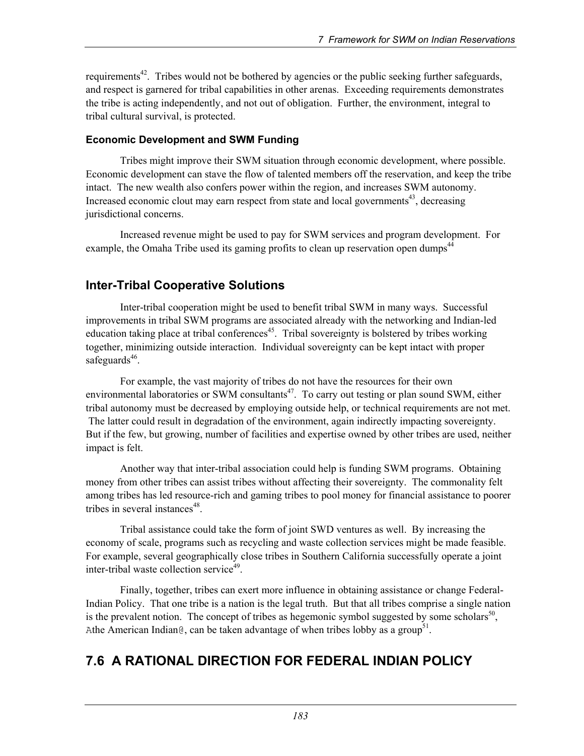requirements[42]. Tribes would not be bothered by agencies or the public seeking further safeguards, and respect is garnered for tribal capabilities in other arenas. Exceeding requirements demonstrates the tribe is acting independently, and not out of obligation. Further, the environment, integral to tribal cultural survival, is protected.

#### Economic Development and SWM Funding

Tribes might improve their SWM situation through economic development, where possible. Economic development can stave the flow of talented members off the reservation, and keep the tribe intact. The new wealth also confers power within the region, and increases SWM autonomy. Increased economic clout may earn respect from state and local governments[43], decreasing jurisdictional concerns.

Increased revenue might be used to pay for SWM services and program development. For example, the Omaha Tribe used its gaming profits to clean up reservation open dumps[44]

### Inter-Tribal Cooperative Solutions

Inter-tribal cooperation might be used to benefit tribal SWM in many ways. Successful improvements in tribal SWM programs are associated already with the networking and Indian-led education taking place at tribal conferences[45]. Tribal sovereignty is bolstered by tribes working together, minimizing outside interaction. Individual sovereignty can be kept intact with proper safeguards[46].

For example, the vast majority of tribes do not have the resources for their own environmental laboratories or SWM consultants[47]. To carry out testing or plan sound SWM, either tribal autonomy must be decreased by employing outside help, or technical requirements are not met. The latter could result in degradation of the environment, again indirectly impacting sovereignty. But if the few, but growing, number of facilities and expertise owned by other tribes are used, neither impact is felt.

Another way that inter-tribal association could help is funding SWM programs. Obtaining money from other tribes can assist tribes without affecting their sovereignty. The commonality felt among tribes has led resource-rich and gaming tribes to pool money for financial assistance to poorer tribes in several instances[48].

Tribal assistance could take the form of joint SWD ventures as well. By increasing the economy of scale, programs such as recycling and waste collection services might be made feasible. For example, several geographically close tribes in Southern California successfully operate a joint inter-tribal waste collection service[49].

Finally, together, tribes can exert more influence in obtaining assistance or change Federal-Indian Policy. That one tribe is a nation is the legal truth. But that all tribes comprise a single nation is the prevalent notion. The concept of tribes as hegemonic symbol suggested by some scholars[50], Athe American Indian@, can be taken advantage of when tribes lobby as a group[51].

## 7.6 A RATIONAL DIRECTION FOR FEDERAL INDIAN POLICY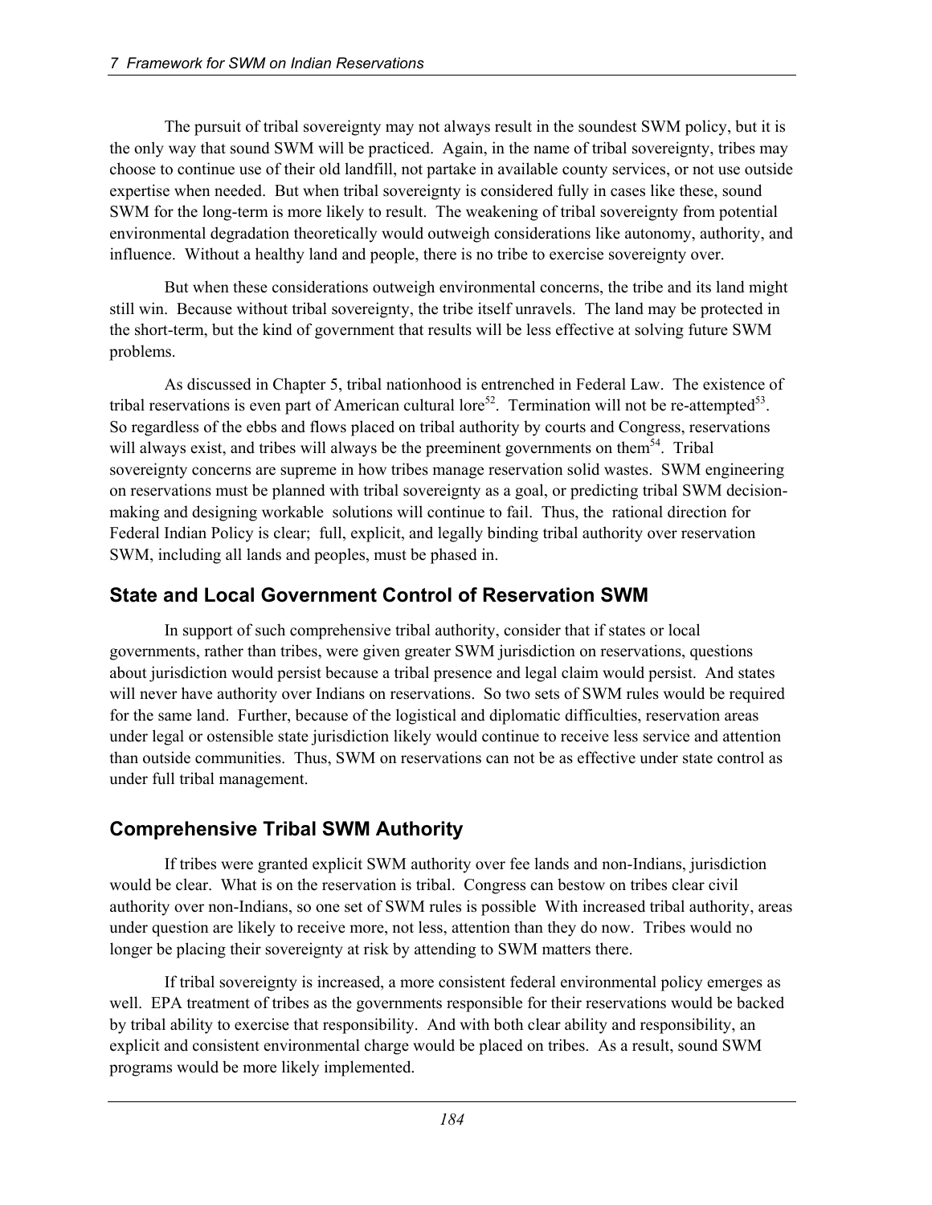The pursuit of tribal sovereignty may not always result in the soundest SWM policy, but it is the only way that sound SWM will be practiced. Again, in the name of tribal sovereignty, tribes may choose to continue use of their old landfill, not partake in available county services, or not use outside expertise when needed. But when tribal sovereignty is considered fully in cases like these, sound SWM for the long-term is more likely to result. The weakening of tribal sovereignty from potential environmental degradation theoretically would outweigh considerations like autonomy, authority, and influence. Without a healthy land and people, there is no tribe to exercise sovereignty over.

But when these considerations outweigh environmental concerns, the tribe and its land might still win. Because without tribal sovereignty, the tribe itself unravels. The land may be protected in the short-term, but the kind of government that results will be less effective at solving future SWM problems.

As discussed in Chapter 5, tribal nationhood is entrenched in Federal Law. The existence of tribal reservations is even part of American cultural lore[52]. Termination will not be re-attempted[53]. So regardless of the ebbs and flows placed on tribal authority by courts and Congress, reservations will always exist, and tribes will always be the preeminent governments on them[54]. Tribal sovereignty concerns are supreme in how tribes manage reservation solid wastes. SWM engineering on reservations must be planned with tribal sovereignty as a goal, or predicting tribal SWM decision-making and designing workable solutions will continue to fail. Thus, the rational direction for Federal Indian Policy is clear; full, explicit, and legally binding tribal authority over reservation SWM, including all lands and peoples, must be phased in.

## State and Local Government Control of Reservation SWM

In support of such comprehensive tribal authority, consider that if states or local governments, rather than tribes, were given greater SWM jurisdiction on reservations, questions about jurisdiction would persist because a tribal presence and legal claim would persist. And states will never have authority over Indians on reservations. So two sets of SWM rules would be required for the same land. Further, because of the logistical and diplomatic difficulties, reservation areas under legal or ostensible state jurisdiction likely would continue to receive less service and attention than outside communities. Thus, SWM on reservations can not be as effective under state control as under full tribal management.

## Comprehensive Tribal SWM Authority

If tribes were granted explicit SWM authority over fee lands and non-Indians, jurisdiction would be clear. What is on the reservation is tribal. Congress can bestow on tribes clear civil authority over non-Indians, so one set of SWM rules is possible With increased tribal authority, areas under question are likely to receive more, not less, attention than they do now. Tribes would no longer be placing their sovereignty at risk by attending to SWM matters there.

If tribal sovereignty is increased, a more consistent federal environmental policy emerges as well. EPA treatment of tribes as the governments responsible for their reservations would be backed by tribal ability to exercise that responsibility. And with both clear ability and responsibility, an explicit and consistent environmental charge would be placed on tribes. As a result, sound SWM programs would be more likely implemented.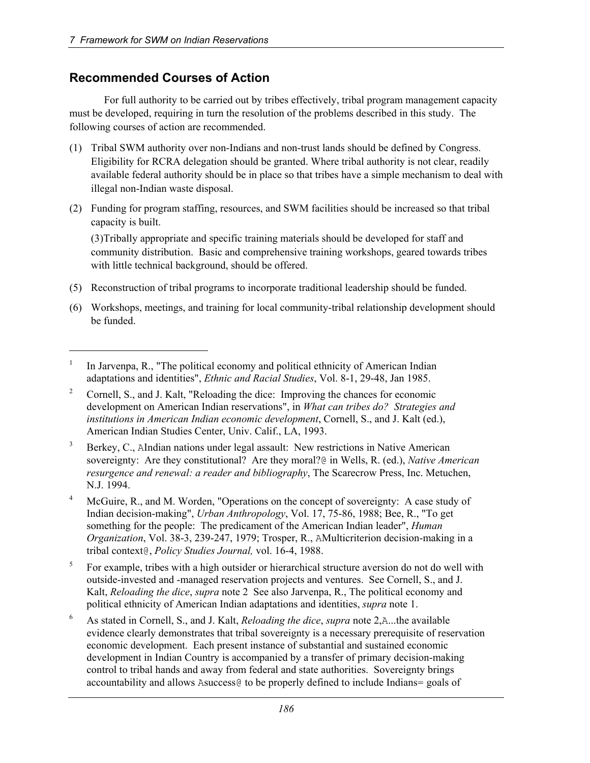## Recommended Courses of Action

For full authority to be carried out by tribes effectively, tribal program management capacity must be developed, requiring in turn the resolution of the problems described in this study. The following courses of action are recommended.

(1) Tribal SWM authority over non-Indians and non-trust lands should be defined by Congress. Eligibility for RCRA delegation should be granted. Where tribal authority is not clear, readily available federal authority should be in place so that tribes have a simple mechanism to deal with illegal non-Indian waste disposal.

(2) Funding for program staffing, resources, and SWM facilities should be increased so that tribal capacity is built.

(3)Tribally appropriate and specific training materials should be developed for staff and community distribution. Basic and comprehensive training workshops, geared towards tribes with little technical background, should be offered.

(5) Reconstruction of tribal programs to incorporate traditional leadership should be funded.

(6) Workshops, meetings, and training for local community-tribal relationship development should be funded.

---

[1] In Jarvenpa, R., "The political economy and political ethnicity of American Indian adaptations and identities", *Ethnic and Racial Studies*, Vol. 8-1, 29-48, Jan 1985.

[2] Cornell, S., and J. Kalt, "Reloading the dice: Improving the chances for economic development on American Indian reservations", in *What can tribes do? Strategies and institutions in American Indian economic development*, Cornell, S., and J. Kalt (ed.), American Indian Studies Center, Univ. Calif., LA, 1993.

[3] Berkey, C., AIndian nations under legal assault: New restrictions in Native American sovereignty: Are they constitutional? Are they moral?@ in Wells, R. (ed.), *Native American resurgence and renewal: a reader and bibliography*, The Scarecrow Press, Inc. Metuchen, N.J. 1994.

[4] McGuire, R., and M. Worden, "Operations on the concept of sovereignty: A case study of Indian decision-making", *Urban Anthropology*, Vol. 17, 75-86, 1988; Bee, R., "To get something for the people: The predicament of the American Indian leader", *Human Organization*, Vol. 38-3, 239-247, 1979; Trosper, R., AMulticriterion decision-making in a tribal context@, *Policy Studies Journal,* vol. 16-4, 1988.

[5] For example, tribes with a high outsider or hierarchical structure aversion do not do well with outside-invested and -managed reservation projects and ventures. See Cornell, S., and J. Kalt, *Reloading the dice*, *supra* note 2 See also Jarvenpa, R., The political economy and political ethnicity of American Indian adaptations and identities, *supra* note 1.

[6] As stated in Cornell, S., and J. Kalt, *Reloading the dice*, *supra* note 2,A...the available evidence clearly demonstrates that tribal sovereignty is a necessary prerequisite of reservation economic development. Each present instance of substantial and sustained economic development in Indian Country is accompanied by a transfer of primary decision-making control to tribal hands and away from federal and state authorities. Sovereignty brings accountability and allows Asuccess@ to be properly defined to include Indians= goals of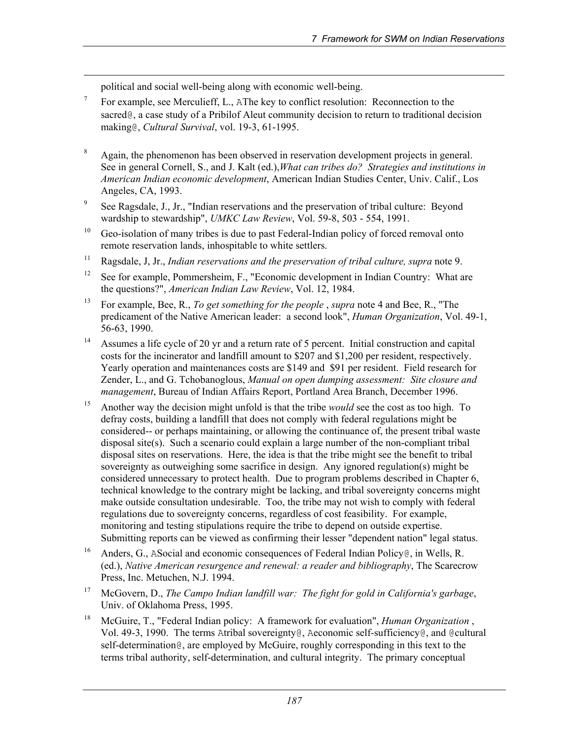political and social well-being along with economic well-being.

7 For example, see Merculieff, L., AThe key to conflict resolution: Reconnection to the sacred@, a case study of a Pribilof Aleut community decision to return to traditional decision making@, *Cultural Survival*, vol. 19-3, 61-1995.

8 Again, the phenomenon has been observed in reservation development projects in general. See in general Cornell, S., and J. Kalt (ed.),*What can tribes do? Strategies and institutions in American Indian economic development*, American Indian Studies Center, Univ. Calif., Los Angeles, CA, 1993.

9 See Ragsdale, J., Jr., "Indian reservations and the preservation of tribal culture: Beyond wardship to stewardship", *UMKC Law Review*, Vol. 59-8, 503 - 554, 1991.

10 Geo-isolation of many tribes is due to past Federal-Indian policy of forced removal onto remote reservation lands, inhospitable to white settlers.

11 Ragsdale, J, Jr., *Indian reservations and the preservation of tribal culture, supra* note 9.

12 See for example, Pommersheim, F., "Economic development in Indian Country: What are the questions?", *American Indian Law Review*, Vol. 12, 1984.

13 For example, Bee, R., *To get something for the people* , *supra* note 4 and Bee, R., "The predicament of the Native American leader: a second look", *Human Organization*, Vol. 49-1, 56-63, 1990.

14 Assumes a life cycle of 20 yr and a return rate of 5 percent. Initial construction and capital costs for the incinerator and landfill amount to $207 and $1,200 per resident, respectively. Yearly operation and maintenances costs are $149 and $91 per resident. Field research for Zender, L., and G. Tchobanoglous, *Manual on open dumping assessment: Site closure and management*, Bureau of Indian Affairs Report, Portland Area Branch, December 1996.

15 Another way the decision might unfold is that the tribe *would* see the cost as too high. To defray costs, building a landfill that does not comply with federal regulations might be considered-- or perhaps maintaining, or allowing the continuance of, the present tribal waste disposal site(s). Such a scenario could explain a large number of the non-compliant tribal disposal sites on reservations. Here, the idea is that the tribe might see the benefit to tribal sovereignty as outweighing some sacrifice in design. Any ignored regulation(s) might be considered unnecessary to protect health. Due to program problems described in Chapter 6, technical knowledge to the contrary might be lacking, and tribal sovereignty concerns might make outside consultation undesirable. Too, the tribe may not wish to comply with federal regulations due to sovereignty concerns, regardless of cost feasibility. For example, monitoring and testing stipulations require the tribe to depend on outside expertise. Submitting reports can be viewed as confirming their lesser "dependent nation" legal status.

16 Anders, G., ASocial and economic consequences of Federal Indian Policy@, in Wells, R. (ed.), *Native American resurgence and renewal: a reader and bibliography*, The Scarecrow Press, Inc. Metuchen, N.J. 1994.

17 McGovern, D., *The Campo Indian landfill war: The fight for gold in California's garbage*, Univ. of Oklahoma Press, 1995.

18 McGuire, T., "Federal Indian policy: A framework for evaluation", *Human Organization* , Vol. 49-3, 1990. The terms Atribal sovereignty@, Aeconomic self-sufficiency@, and @cultural self-determination@, are employed by McGuire, roughly corresponding in this text to the terms tribal authority, self-determination, and cultural integrity. The primary conceptual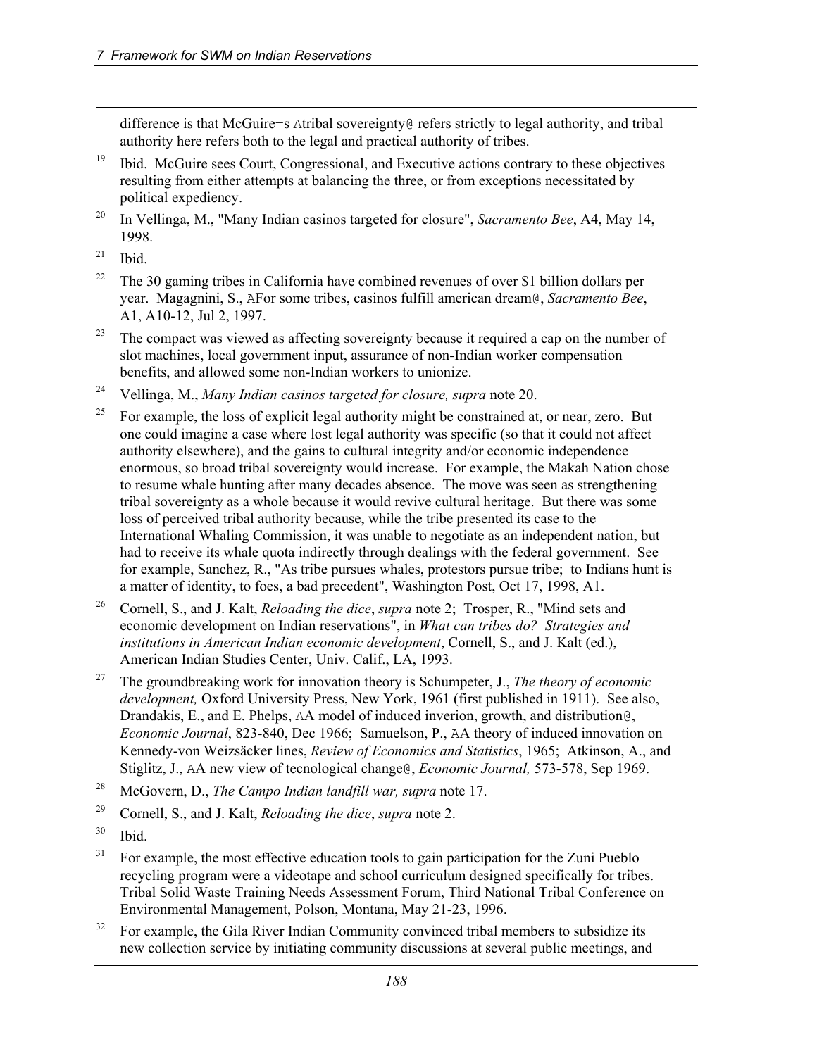difference is that McGuire=s Atribal sovereignty@ refers strictly to legal authority, and tribal authority here refers both to the legal and practical authority of tribes.

[19] Ibid. McGuire sees Court, Congressional, and Executive actions contrary to these objectives resulting from either attempts at balancing the three, or from exceptions necessitated by political expediency.

[20] In Vellinga, M., "Many Indian casinos targeted for closure", *Sacramento Bee*, A4, May 14, 1998.

[21] Ibid.

[22] The 30 gaming tribes in California have combined revenues of over $1 billion dollars per year. Magagnini, S., AFor some tribes, casinos fulfill american dream@, *Sacramento Bee*, A1, A10-12, Jul 2, 1997.

[23] The compact was viewed as affecting sovereignty because it required a cap on the number of slot machines, local government input, assurance of non-Indian worker compensation benefits, and allowed some non-Indian workers to unionize.

[24] Vellinga, M., *Many Indian casinos targeted for closure, supra* note 20.

[25] For example, the loss of explicit legal authority might be constrained at, or near, zero. But one could imagine a case where lost legal authority was specific (so that it could not affect authority elsewhere), and the gains to cultural integrity and/or economic independence enormous, so broad tribal sovereignty would increase. For example, the Makah Nation chose to resume whale hunting after many decades absence. The move was seen as strengthening tribal sovereignty as a whole because it would revive cultural heritage. But there was some loss of perceived tribal authority because, while the tribe presented its case to the International Whaling Commission, it was unable to negotiate as an independent nation, but had to receive its whale quota indirectly through dealings with the federal government. See for example, Sanchez, R., "As tribe pursues whales, protestors pursue tribe; to Indians hunt is a matter of identity, to foes, a bad precedent", Washington Post, Oct 17, 1998, A1.

[26] Cornell, S., and J. Kalt, *Reloading the dice*, *supra* note 2; Trosper, R., "Mind sets and economic development on Indian reservations", in *What can tribes do? Strategies and institutions in American Indian economic development*, Cornell, S., and J. Kalt (ed.), American Indian Studies Center, Univ. Calif., LA, 1993.

[27] The groundbreaking work for innovation theory is Schumpeter, J., *The theory of economic development,* Oxford University Press, New York, 1961 (first published in 1911). See also, Drandakis, E., and E. Phelps, AA model of induced inverion, growth, and distribution@, *Economic Journal*, 823-840, Dec 1966; Samuelson, P., AA theory of induced innovation on Kennedy-von Weizsäcker lines, *Review of Economics and Statistics*, 1965; Atkinson, A., and Stiglitz, J., AA new view of tecnological change@, *Economic Journal,* 573-578, Sep 1969.

[28] McGovern, D., *The Campo Indian landfill war, supra* note 17.

[29] Cornell, S., and J. Kalt, *Reloading the dice*, *supra* note 2.

[30] Ibid.

[31] For example, the most effective education tools to gain participation for the Zuni Pueblo recycling program were a videotape and school curriculum designed specifically for tribes. Tribal Solid Waste Training Needs Assessment Forum, Third National Tribal Conference on Environmental Management, Polson, Montana, May 21-23, 1996.

[32] For example, the Gila River Indian Community convinced tribal members to subsidize its new collection service by initiating community discussions at several public meetings, and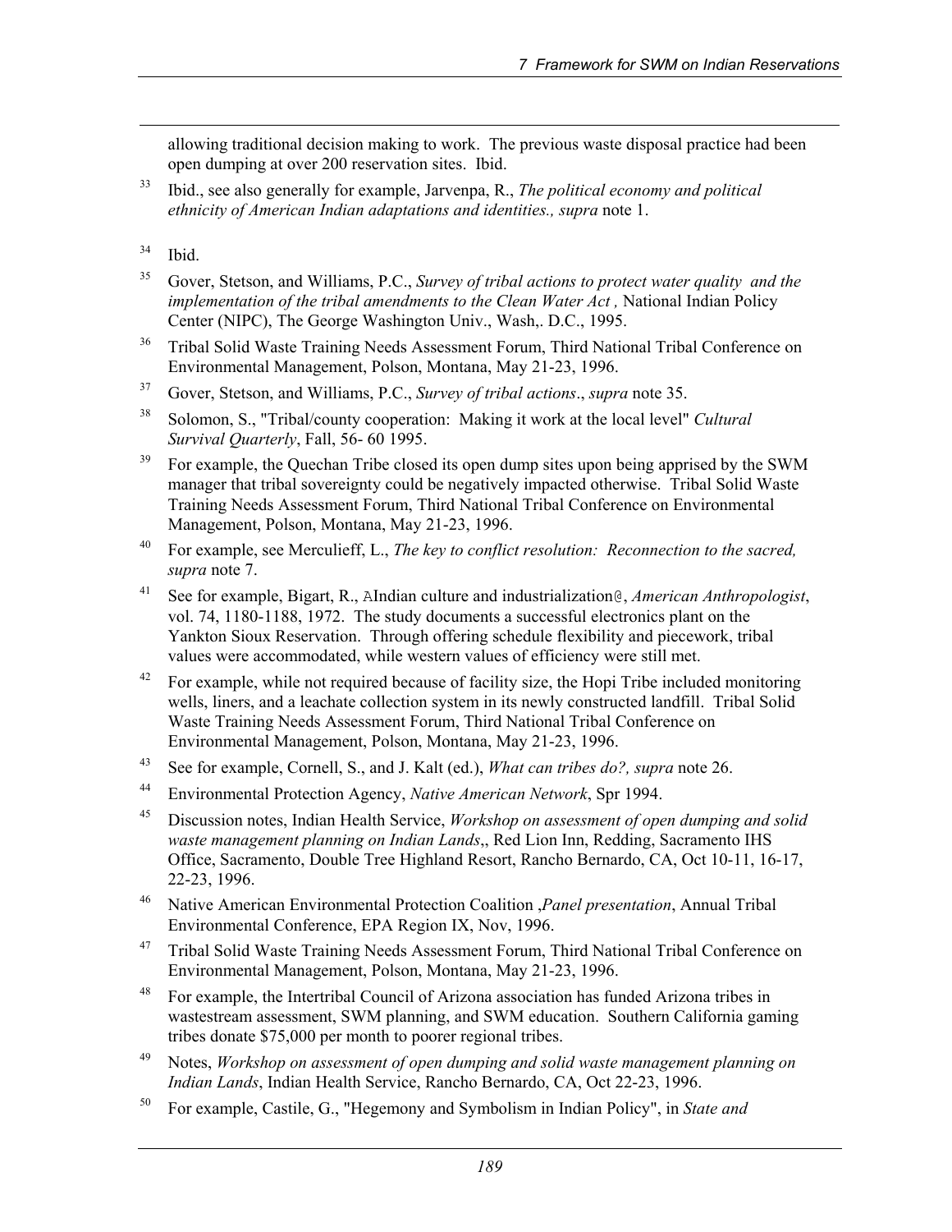allowing traditional decision making to work. The previous waste disposal practice had been open dumping at over 200 reservation sites. Ibid.

33 Ibid., see also generally for example, Jarvenpa, R., *The political economy and political ethnicity of American Indian adaptations and identities., supra* note 1.

34 Ibid.

35 Gover, Stetson, and Williams, P.C., *Survey of tribal actions to protect water quality and the implementation of the tribal amendments to the Clean Water Act ,* National Indian Policy Center (NIPC), The George Washington Univ., Wash,. D.C., 1995.

36 Tribal Solid Waste Training Needs Assessment Forum, Third National Tribal Conference on Environmental Management, Polson, Montana, May 21-23, 1996.

37 Gover, Stetson, and Williams, P.C., *Survey of tribal actions*., *supra* note 35.

38 Solomon, S., "Tribal/county cooperation: Making it work at the local level" *Cultural Survival Quarterly*, Fall, 56- 60 1995.

39 For example, the Quechan Tribe closed its open dump sites upon being apprised by the SWM manager that tribal sovereignty could be negatively impacted otherwise. Tribal Solid Waste Training Needs Assessment Forum, Third National Tribal Conference on Environmental Management, Polson, Montana, May 21-23, 1996.

40 For example, see Merculieff, L., *The key to conflict resolution: Reconnection to the sacred, supra* note 7.

41 See for example, Bigart, R., AIndian culture and industrialization@, *American Anthropologist*, vol. 74, 1180-1188, 1972. The study documents a successful electronics plant on the Yankton Sioux Reservation. Through offering schedule flexibility and piecework, tribal values were accommodated, while western values of efficiency were still met.

42 For example, while not required because of facility size, the Hopi Tribe included monitoring wells, liners, and a leachate collection system in its newly constructed landfill. Tribal Solid Waste Training Needs Assessment Forum, Third National Tribal Conference on Environmental Management, Polson, Montana, May 21-23, 1996.

43 See for example, Cornell, S., and J. Kalt (ed.), *What can tribes do?, supra* note 26.

44 Environmental Protection Agency, *Native American Network*, Spr 1994.

45 Discussion notes, Indian Health Service, *Workshop on assessment of open dumping and solid waste management planning on Indian Lands*,, Red Lion Inn, Redding, Sacramento IHS Office, Sacramento, Double Tree Highland Resort, Rancho Bernardo, CA, Oct 10-11, 16-17, 22-23, 1996.

46 Native American Environmental Protection Coalition ,*Panel presentation*, Annual Tribal Environmental Conference, EPA Region IX, Nov, 1996.

47 Tribal Solid Waste Training Needs Assessment Forum, Third National Tribal Conference on Environmental Management, Polson, Montana, May 21-23, 1996.

48 For example, the Intertribal Council of Arizona association has funded Arizona tribes in wastestream assessment, SWM planning, and SWM education. Southern California gaming tribes donate $75,000 per month to poorer regional tribes.

49 Notes, *Workshop on assessment of open dumping and solid waste management planning on Indian Lands*, Indian Health Service, Rancho Bernardo, CA, Oct 22-23, 1996.

50 For example, Castile, G., "Hegemony and Symbolism in Indian Policy", in *State and*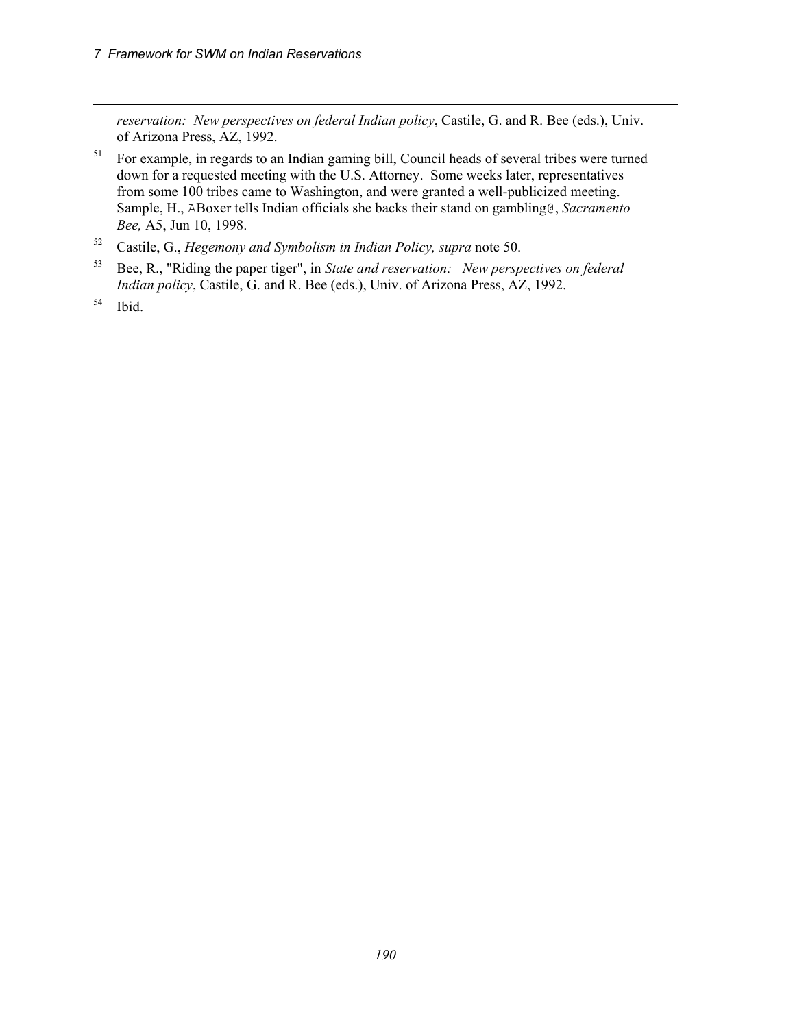*reservation: New perspectives on federal Indian policy*, Castile, G. and R. Bee (eds.), Univ. of Arizona Press, AZ, 1992.

[51] For example, in regards to an Indian gaming bill, Council heads of several tribes were turned down for a requested meeting with the U.S. Attorney. Some weeks later, representatives from some 100 tribes came to Washington, and were granted a well-publicized meeting. Sample, H., ABoxer tells Indian officials she backs their stand on gambling@, *Sacramento Bee,* A5, Jun 10, 1998.

[52] Castile, G., *Hegemony and Symbolism in Indian Policy, supra* note 50.

[53] Bee, R., "Riding the paper tiger", in *State and reservation: New perspectives on federal Indian policy*, Castile, G. and R. Bee (eds.), Univ. of Arizona Press, AZ, 1992.

[54] Ibid.